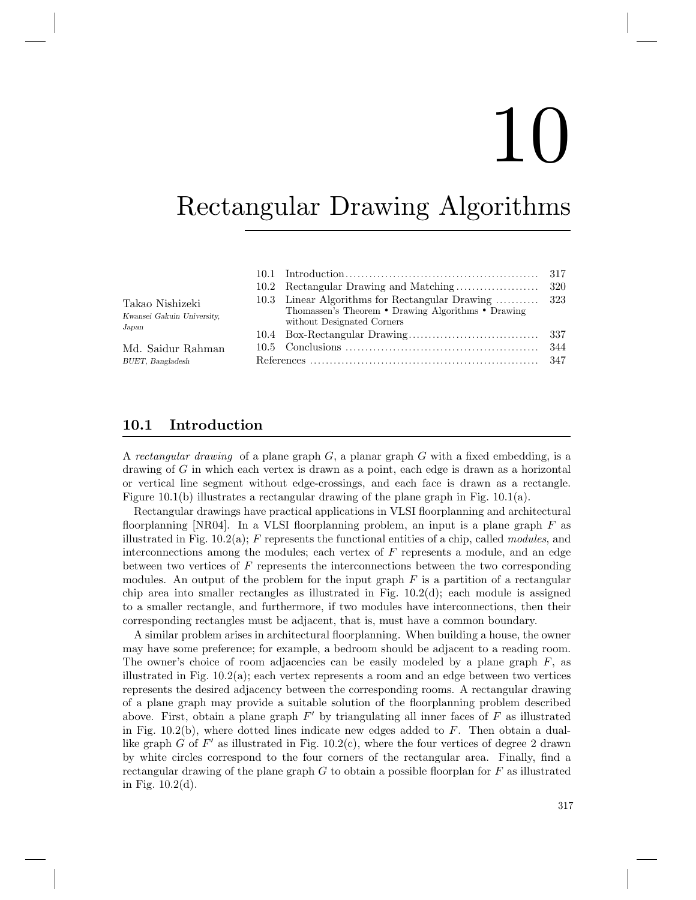# 10 Rectangular Drawing Algorithms

Takao Nishizeki
*Kwansei Gakuin University, Japan*

Md. Saidur Rahman
*BUET, Bangladesh*

| | | |
|---|---|---|
| 10.1 | Introduction | 317 |
| 10.2 | Rectangular Drawing and Matching | 320 |
| 10.3 | Linear Algorithms for Rectangular Drawing<br>Thomassen's Theorem • Drawing Algorithms • Drawing without Designated Corners | 323 |
| 10.4 | Box-Rectangular Drawing | 337 |
| 10.5 | Conclusions | 344 |
| | References | 347 |

## 10.1 Introduction

A *rectangular drawing* of a plane graph $G$, a planar graph $G$ with a fixed embedding, is a drawing of $G$ in which each vertex is drawn as a point, each edge is drawn as a horizontal or vertical line segment without edge-crossings, and each face is drawn as a rectangle. Figure 10.1(b) illustrates a rectangular drawing of the plane graph in Fig. 10.1(a).

Rectangular drawings have practical applications in VLSI floorplanning and architectural floorplanning [NR04]. In a VLSI floorplanning problem, an input is a plane graph $F$ as illustrated in Fig. 10.2(a); $F$ represents the functional entities of a chip, called *modules*, and interconnections among the modules; each vertex of $F$ represents a module, and an edge between two vertices of $F$ represents the interconnections between the two corresponding modules. An output of the problem for the input graph $F$ is a partition of a rectangular chip area into smaller rectangles as illustrated in Fig. 10.2(d); each module is assigned to a smaller rectangle, and furthermore, if two modules have interconnections, then their corresponding rectangles must be adjacent, that is, must have a common boundary.

A similar problem arises in architectural floorplanning. When building a house, the owner may have some preference; for example, a bedroom should be adjacent to a reading room. The owner's choice of room adjacencies can be easily modeled by a plane graph $F$, as illustrated in Fig. 10.2(a); each vertex represents a room and an edge between two vertices represents the desired adjacency between the corresponding rooms. A rectangular drawing of a plane graph may provide a suitable solution of the floorplanning problem described above. First, obtain a plane graph $F'$ by triangulating all inner faces of $F$ as illustrated in Fig. 10.2(b), where dotted lines indicate new edges added to $F$. Then obtain a dual-like graph $G$ of $F'$ as illustrated in Fig. 10.2(c), where the four vertices of degree 2 drawn by white circles correspond to the four corners of the rectangular area. Finally, find a rectangular drawing of the plane graph $G$ to obtain a possible floorplan for $F$ as illustrated in Fig. 10.2(d).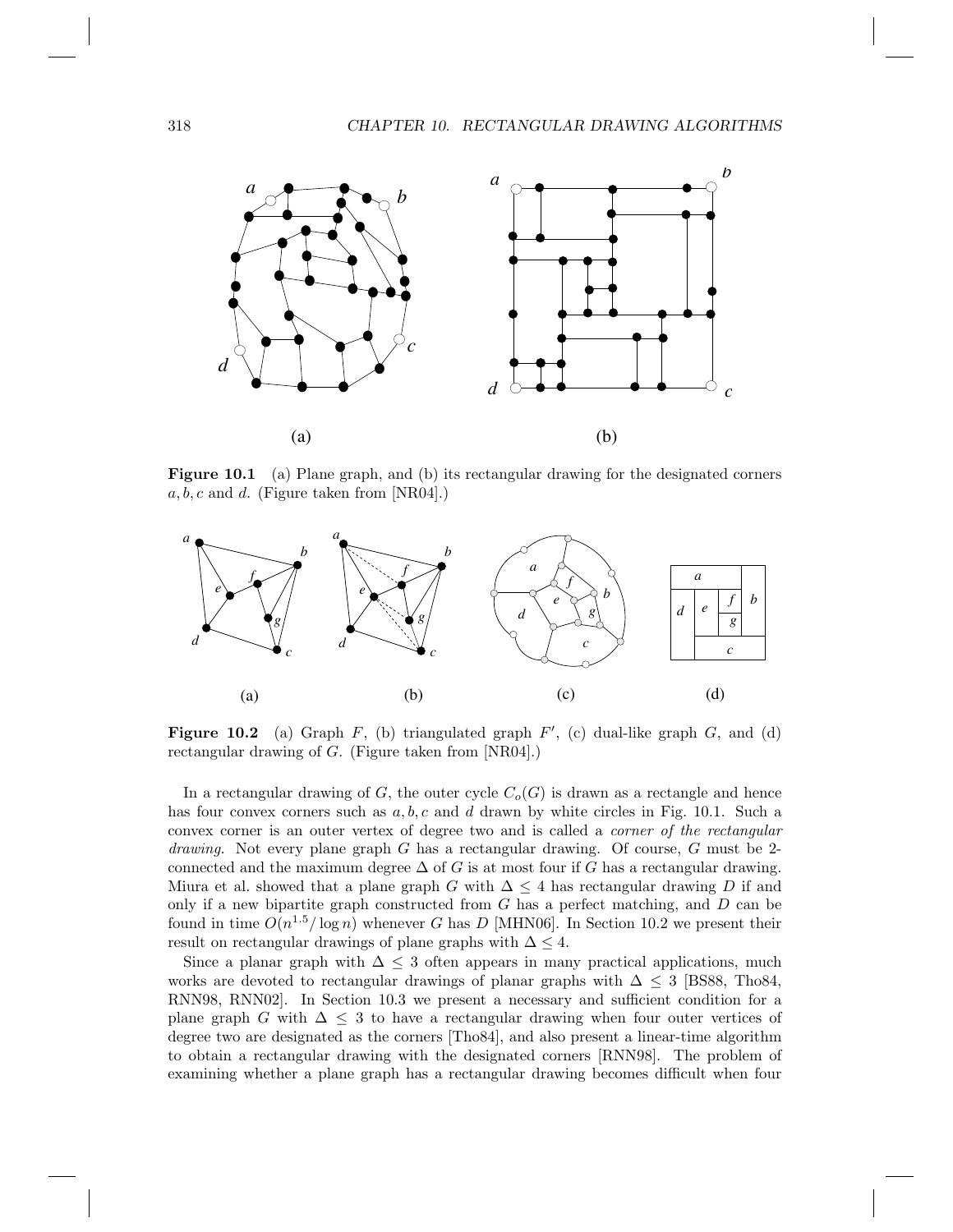**Figure 10.1** (a) Plane graph, and (b) its rectangular drawing for the designated corners $a, b, c$ and $d$. (Figure taken from [NR04].)

**Figure 10.2** (a) Graph $F$, (b) triangulated graph $F'$, (c) dual-like graph $G$, and (d) rectangular drawing of $G$. (Figure taken from [NR04].)

In a rectangular drawing of $G$, the outer cycle $C_o(G)$ is drawn as a rectangle and hence has four convex corners such as $a, b, c$ and $d$ drawn by white circles in Fig. 10.1. Such a convex corner is an outer vertex of degree two and is called a *corner of the rectangular drawing.* Not every plane graph $G$ has a rectangular drawing. Of course, $G$ must be 2-connected and the maximum degree $\Delta$ of $G$ is at most four if $G$ has a rectangular drawing. Miura et al. showed that a plane graph $G$ with $\Delta \leq 4$ has rectangular drawing $D$ if and only if a new bipartite graph constructed from $G$ has a perfect matching, and $D$ can be found in time $O(n^{1.5}/\log n)$ whenever $G$ has $D$ [MHN06]. In Section 10.2 we present their result on rectangular drawings of plane graphs with $\Delta \leq 4$.

Since a planar graph with $\Delta \leq 3$ often appears in many practical applications, much works are devoted to rectangular drawings of planar graphs with $\Delta \leq 3$ [BS88, Tho84, RNN98, RNN02]. In Section 10.3 we present a necessary and sufficient condition for a plane graph $G$ with $\Delta \leq 3$ to have a rectangular drawing when four outer vertices of degree two are designated as the corners [Tho84], and also present a linear-time algorithm to obtain a rectangular drawing with the designated corners [RNN98]. The problem of examining whether a plane graph has a rectangular drawing becomes difficult when four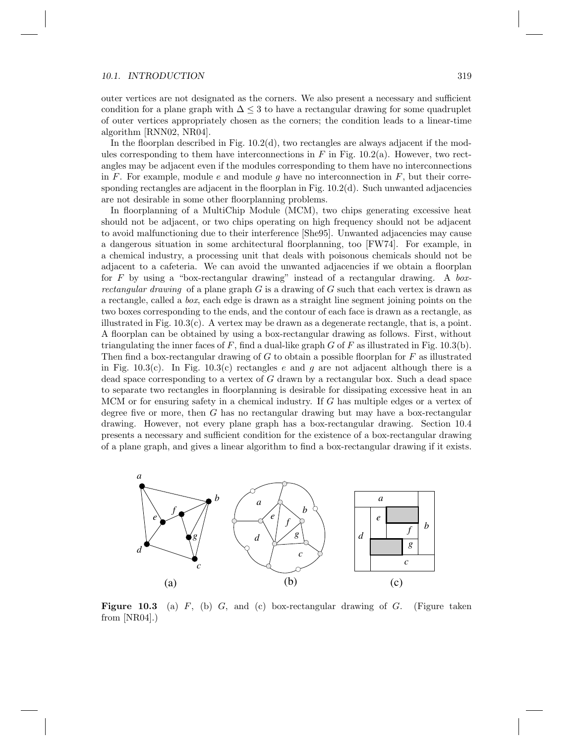outer vertices are not designated as the corners. We also present a necessary and sufficient condition for a plane graph with $\Delta \leq 3$ to have a rectangular drawing for some quadruplet of outer vertices appropriately chosen as the corners; the condition leads to a linear-time algorithm [RNN02, NR04].

In the floorplan described in Fig. 10.2(d), two rectangles are always adjacent if the modules corresponding to them have interconnections in $F$ in Fig. 10.2(a). However, two rectangles may be adjacent even if the modules corresponding to them have no interconnections in $F$. For example, module $e$ and module $g$ have no interconnection in $F$, but their corresponding rectangles are adjacent in the floorplan in Fig. 10.2(d). Such unwanted adjacencies are not desirable in some other floorplanning problems.

In floorplanning of a MultiChip Module (MCM), two chips generating excessive heat should not be adjacent, or two chips operating on high frequency should not be adjacent to avoid malfunctioning due to their interference [She95]. Unwanted adjacencies may cause a dangerous situation in some architectural floorplanning, too [FW74]. For example, in a chemical industry, a processing unit that deals with poisonous chemicals should not be adjacent to a cafeteria. We can avoid the unwanted adjacencies if we obtain a floorplan for $F$ by using a "box-rectangular drawing" instead of a rectangular drawing. A *box-rectangular drawing* of a plane graph $G$ is a drawing of $G$ such that each vertex is drawn as a rectangle, called a *box*, each edge is drawn as a straight line segment joining points on the two boxes corresponding to the ends, and the contour of each face is drawn as a rectangle, as illustrated in Fig. 10.3(c). A vertex may be drawn as a degenerate rectangle, that is, a point. A floorplan can be obtained by using a box-rectangular drawing as follows. First, without triangulating the inner faces of $F$, find a dual-like graph $G$ of $F$ as illustrated in Fig. 10.3(b). Then find a box-rectangular drawing of $G$ to obtain a possible floorplan for $F$ as illustrated in Fig. 10.3(c). In Fig. 10.3(c) rectangles $e$ and $g$ are not adjacent although there is a dead space corresponding to a vertex of $G$ drawn by a rectangular box. Such a dead space to separate two rectangles in floorplanning is desirable for dissipating excessive heat in an MCM or for ensuring safety in a chemical industry. If $G$ has multiple edges or a vertex of degree five or more, then $G$ has no rectangular drawing but may have a box-rectangular drawing. However, not every plane graph has a box-rectangular drawing. Section 10.4 presents a necessary and sufficient condition for the existence of a box-rectangular drawing of a plane graph, and gives a linear algorithm to find a box-rectangular drawing if it exists.

**Figure 10.3** (a) $F$, (b) $G$, and (c) box-rectangular drawing of $G$. (Figure taken from [NR04].)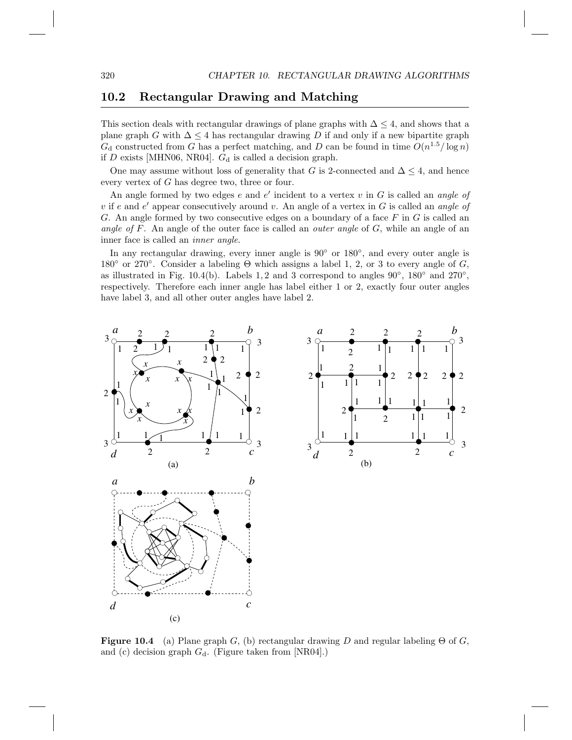## 10.2 Rectangular Drawing and Matching

This section deals with rectangular drawings of plane graphs with $\Delta \leq 4$, and shows that a plane graph $G$ with $\Delta \leq 4$ has rectangular drawing $D$ if and only if a new bipartite graph $G_{\mathrm{d}}$ constructed from $G$ has a perfect matching, and $D$ can be found in time $O(n^{1.5}/\log n)$ if $D$ exists [MHN06, NR04]. $G_{\mathrm{d}}$ is called a decision graph.

One may assume without loss of generality that $G$ is 2-connected and $\Delta \leq 4$, and hence every vertex of $G$ has degree two, three or four.

An angle formed by two edges $e$ and $e'$ incident to a vertex $v$ in $G$ is called an *angle of* $v$ if $e$ and $e'$ appear consecutively around $v$. An angle of a vertex in $G$ is called an *angle of* $G$. An angle formed by two consecutive edges on a boundary of a face $F$ in $G$ is called an *angle of* $F$. An angle of the outer face is called an *outer angle* of $G$, while an angle of an inner face is called an *inner angle*.

In any rectangular drawing, every inner angle is $90°$ or $180°$, and every outer angle is $180°$ or $270°$. Consider a labeling $\Theta$ which assigns a label 1, 2, or 3 to every angle of $G$, as illustrated in Fig. 10.4(b). Labels 1, 2 and 3 correspond to angles $90°$, $180°$ and $270°$, respectively. Therefore each inner angle has label either 1 or 2, exactly four outer angles have label 3, and all other outer angles have label 2.

**Figure 10.4** (a) Plane graph $G$, (b) rectangular drawing $D$ and regular labeling $\Theta$ of $G$, and (c) decision graph $G_{\mathrm{d}}$. (Figure taken from [NR04].)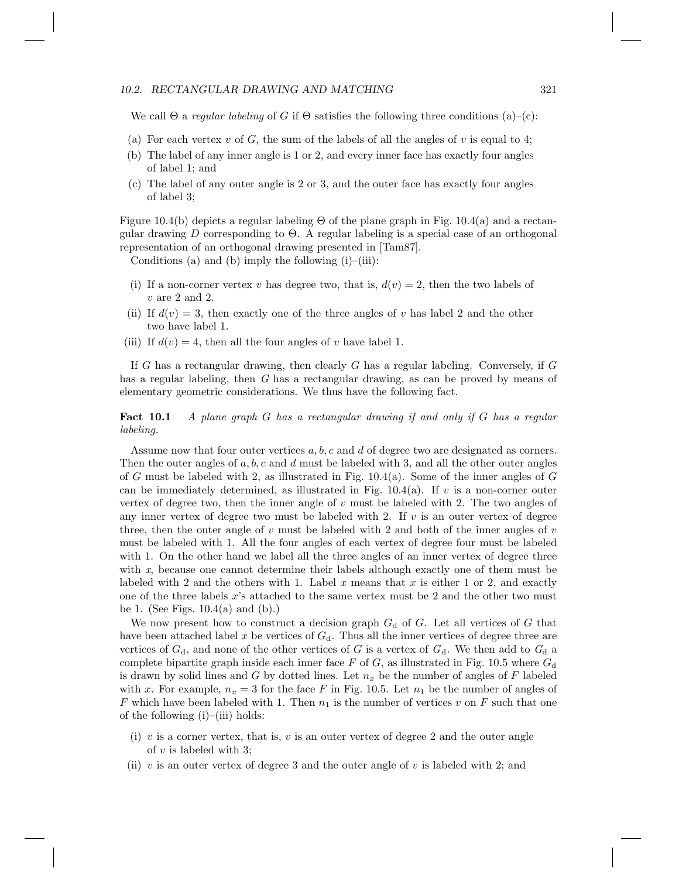We call $\Theta$ a *regular labeling* of $G$ if $\Theta$ satisfies the following three conditions (a)–(c):

(a) For each vertex $v$ of $G$, the sum of the labels of all the angles of $v$ is equal to 4;

(b) The label of any inner angle is 1 or 2, and every inner face has exactly four angles of label 1; and

(c) The label of any outer angle is 2 or 3, and the outer face has exactly four angles of label 3;

Figure 10.4(b) depicts a regular labeling $\Theta$ of the plane graph in Fig. 10.4(a) and a rectangular drawing $D$ corresponding to $\Theta$. A regular labeling is a special case of an orthogonal representation of an orthogonal drawing presented in [Tam87].

Conditions (a) and (b) imply the following (i)–(iii):

(i) If a non-corner vertex $v$ has degree two, that is, $d(v) = 2$, then the two labels of $v$ are 2 and 2.

(ii) If $d(v) = 3$, then exactly one of the three angles of $v$ has label 2 and the other two have label 1.

(iii) If $d(v) = 4$, then all the four angles of $v$ have label 1.

If $G$ has a rectangular drawing, then clearly $G$ has a regular labeling. Conversely, if $G$ has a regular labeling, then $G$ has a rectangular drawing, as can be proved by means of elementary geometric considerations. We thus have the following fact.

**Fact 10.1** *A plane graph $G$ has a rectangular drawing if and only if $G$ has a regular labeling.*

Assume now that four outer vertices $a, b, c$ and $d$ of degree two are designated as corners. Then the outer angles of $a, b, c$ and $d$ must be labeled with 3, and all the other outer angles of $G$ must be labeled with 2, as illustrated in Fig. 10.4(a). Some of the inner angles of $G$ can be immediately determined, as illustrated in Fig. 10.4(a). If $v$ is a non-corner outer vertex of degree two, then the inner angle of $v$ must be labeled with 2. The two angles of any inner vertex of degree two must be labeled with 2. If $v$ is an outer vertex of degree three, then the outer angle of $v$ must be labeled with 2 and both of the inner angles of $v$ must be labeled with 1. All the four angles of each vertex of degree four must be labeled with 1. On the other hand we label all the three angles of an inner vertex of degree three with $x$, because one cannot determine their labels although exactly one of them must be labeled with 2 and the others with 1. Label $x$ means that $x$ is either 1 or 2, and exactly one of the three labels $x$'s attached to the same vertex must be 2 and the other two must be 1. (See Figs. 10.4(a) and (b).)

We now present how to construct a decision graph $G_{\rm d}$ of $G$. Let all vertices of $G$ that have been attached label $x$ be vertices of $G_{\rm d}$. Thus all the inner vertices of degree three are vertices of $G_{\rm d}$, and none of the other vertices of $G$ is a vertex of $G_{\rm d}$. We then add to $G_{\rm d}$ a complete bipartite graph inside each inner face $F$ of $G$, as illustrated in Fig. 10.5 where $G_{\rm d}$ is drawn by solid lines and $G$ by dotted lines. Let $n_x$ be the number of angles of $F$ labeled with $x$. For example, $n_x = 3$ for the face $F$ in Fig. 10.5. Let $n_1$ be the number of angles of $F$ which have been labeled with 1. Then $n_1$ is the number of vertices $v$ on $F$ such that one of the following (i)–(iii) holds:

(i) $v$ is a corner vertex, that is, $v$ is an outer vertex of degree 2 and the outer angle of $v$ is labeled with 3;

(ii) $v$ is an outer vertex of degree 3 and the outer angle of $v$ is labeled with 2; and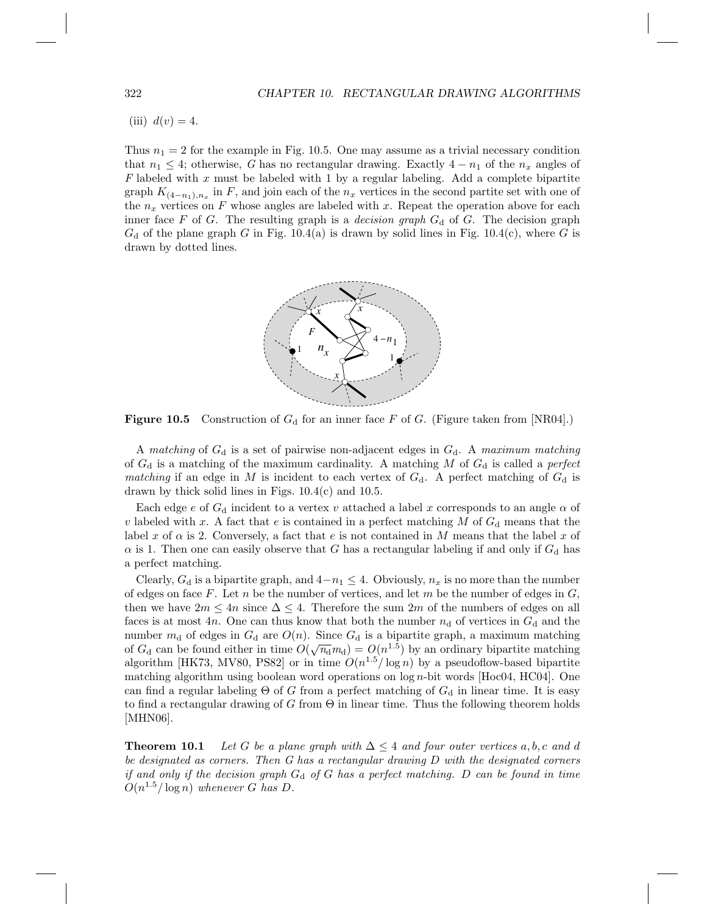(iii) $d(v) = 4$.

Thus $n_1 = 2$ for the example in Fig. 10.5. One may assume as a trivial necessary condition that $n_1 \leq 4$; otherwise, $G$ has no rectangular drawing. Exactly $4 - n_1$ of the $n_x$ angles of $F$ labeled with $x$ must be labeled with 1 by a regular labeling. Add a complete bipartite graph $K_{(4-n_1),n_x}$ in $F$, and join each of the $n_x$ vertices in the second partite set with one of the $n_x$ vertices on $F$ whose angles are labeled with $x$. Repeat the operation above for each inner face $F$ of $G$. The resulting graph is a *decision graph* $G_{\mathrm{d}}$ of $G$. The decision graph $G_{\mathrm{d}}$ of the plane graph $G$ in Fig. 10.4(a) is drawn by solid lines in Fig. 10.4(c), where $G$ is drawn by dotted lines.

**Figure 10.5** Construction of $G_{\mathrm{d}}$ for an inner face $F$ of $G$. (Figure taken from [NR04].)

A *matching* of $G_{\mathrm{d}}$ is a set of pairwise non-adjacent edges in $G_{\mathrm{d}}$. A *maximum matching* of $G_{\mathrm{d}}$ is a matching of the maximum cardinality. A matching $M$ of $G_{\mathrm{d}}$ is called a *perfect matching* if an edge in $M$ is incident to each vertex of $G_{\mathrm{d}}$. A perfect matching of $G_{\mathrm{d}}$ is drawn by thick solid lines in Figs. 10.4(c) and 10.5.

Each edge $e$ of $G_{\mathrm{d}}$ incident to a vertex $v$ attached a label $x$ corresponds to an angle $\alpha$ of $v$ labeled with $x$. A fact that $e$ is contained in a perfect matching $M$ of $G_{\mathrm{d}}$ means that the label $x$ of $\alpha$ is 2. Conversely, a fact that $e$ is not contained in $M$ means that the label $x$ of $\alpha$ is 1. Then one can easily observe that $G$ has a rectangular labeling if and only if $G_{\mathrm{d}}$ has a perfect matching.

Clearly, $G_{\mathrm{d}}$ is a bipartite graph, and $4 - n_1 \leq 4$. Obviously, $n_x$ is no more than the number of edges on face $F$. Let $n$ be the number of vertices, and let $m$ be the number of edges in $G$, then we have $2m \leq 4n$ since $\Delta \leq 4$. Therefore the sum $2m$ of the numbers of edges on all faces is at most $4n$. One can thus know that both the number $n_{\mathrm{d}}$ of vertices in $G_{\mathrm{d}}$ and the number $m_{\mathrm{d}}$ of edges in $G_{\mathrm{d}}$ are $O(n)$. Since $G_{\mathrm{d}}$ is a bipartite graph, a maximum matching of $G_{\mathrm{d}}$ can be found either in time $O(\sqrt{n_{\mathrm{d}}}m_{\mathrm{d}}) = O(n^{1.5})$ by an ordinary bipartite matching algorithm [HK73, MV80, PS82] or in time $O(n^{1.5}/\log n)$ by a pseudoflow-based bipartite matching algorithm using boolean word operations on $\log n$-bit words [Hoc04, HC04]. One can find a regular labeling $\Theta$ of $G$ from a perfect matching of $G_{\mathrm{d}}$ in linear time. It is easy to find a rectangular drawing of $G$ from $\Theta$ in linear time. Thus the following theorem holds [MHN06].

**Theorem 10.1** *Let $G$ be a plane graph with $\Delta \leq 4$ and four outer vertices $a, b, c$ and $d$ be designated as corners. Then $G$ has a rectangular drawing $D$ with the designated corners if and only if the decision graph $G_{\mathrm{d}}$ of $G$ has a perfect matching. $D$ can be found in time $O(n^{1.5}/\log n)$ whenever $G$ has $D$.*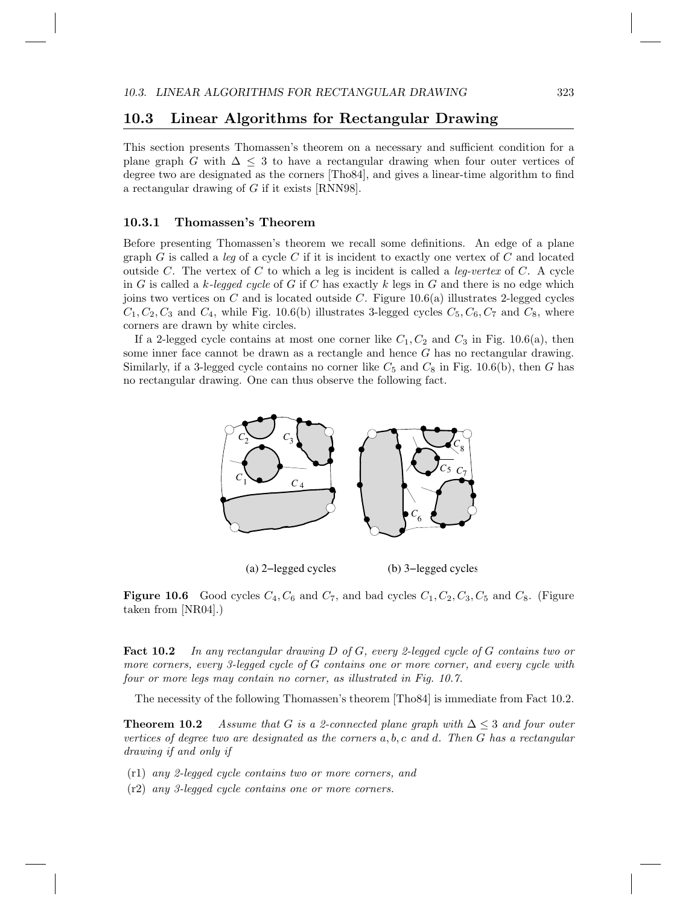## 10.3 Linear Algorithms for Rectangular Drawing

This section presents Thomassen's theorem on a necessary and sufficient condition for a plane graph $G$ with $\Delta \leq 3$ to have a rectangular drawing when four outer vertices of degree two are designated as the corners [Tho84], and gives a linear-time algorithm to find a rectangular drawing of $G$ if it exists [RNN98].

### 10.3.1 Thomassen's Theorem

Before presenting Thomassen's theorem we recall some definitions. An edge of a plane graph $G$ is called a *leg* of a cycle $C$ if it is incident to exactly one vertex of $C$ and located outside $C$. The vertex of $C$ to which a leg is incident is called a *leg-vertex* of $C$. A cycle in $G$ is called a *$k$-legged cycle* of $G$ if $C$ has exactly $k$ legs in $G$ and there is no edge which joins two vertices on $C$ and is located outside $C$. Figure 10.6(a) illustrates 2-legged cycles $C_1, C_2, C_3$ and $C_4$, while Fig. 10.6(b) illustrates 3-legged cycles $C_5, C_6, C_7$ and $C_8$, where corners are drawn by white circles.

If a 2-legged cycle contains at most one corner like $C_1, C_2$ and $C_3$ in Fig. 10.6(a), then some inner face cannot be drawn as a rectangle and hence $G$ has no rectangular drawing. Similarly, if a 3-legged cycle contains no corner like $C_5$ and $C_8$ in Fig. 10.6(b), then $G$ has no rectangular drawing. One can thus observe the following fact.

(a) 2−legged cycles (b) 3−legged cycles

**Figure 10.6** Good cycles $C_4, C_6$ and $C_7$, and bad cycles $C_1, C_2, C_3, C_5$ and $C_8$. (Figure taken from [NR04].)

**Fact 10.2** *In any rectangular drawing $D$ of $G$, every 2-legged cycle of $G$ contains two or more corners, every 3-legged cycle of $G$ contains one or more corner, and every cycle with four or more legs may contain no corner, as illustrated in Fig. 10.7.*

The necessity of the following Thomassen's theorem [Tho84] is immediate from Fact 10.2.

**Theorem 10.2** *Assume that $G$ is a 2-connected plane graph with $\Delta \leq 3$ and four outer vertices of degree two are designated as the corners $a, b, c$ and $d$. Then $G$ has a rectangular drawing if and only if*

- (r1) *any 2-legged cycle contains two or more corners, and*
- (r2) *any 3-legged cycle contains one or more corners.*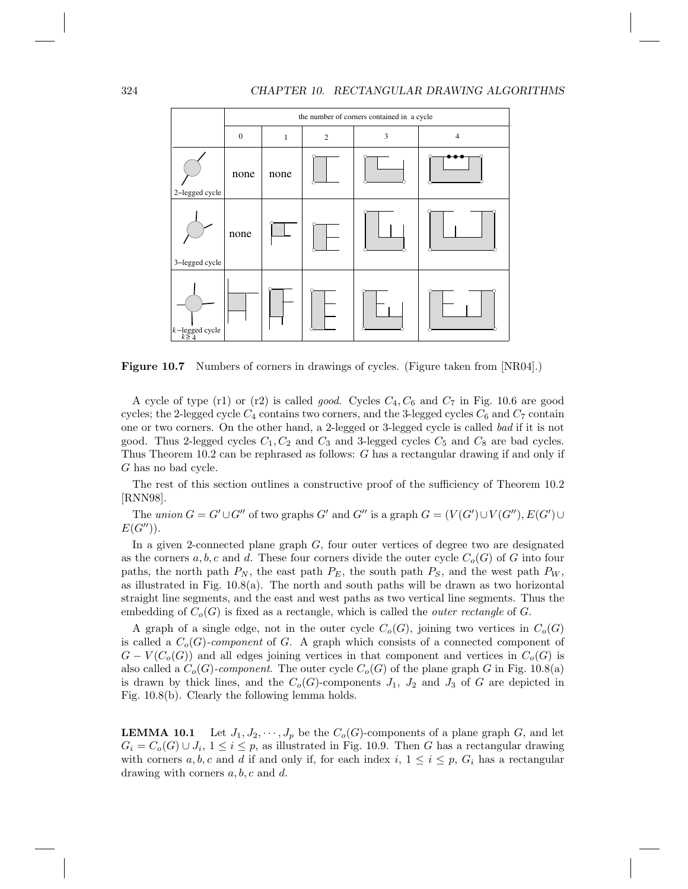| | the number of corners contained in a cycle | | | | |
|---|---|---|---|---|---|
| | 0 | 1 | 2 | 3 | 4 |
| 2–legged cycle | none | none | | | |
| 3–legged cycle | none | | | | |
| $k$–legged cycle $k \geq 4$ | | | | | |

**Figure 10.7** Numbers of corners in drawings of cycles. (Figure taken from [NR04].)

A cycle of type (r1) or (r2) is called *good*. Cycles $C_4, C_6$ and $C_7$ in Fig. 10.6 are good cycles; the 2-legged cycle $C_4$ contains two corners, and the 3-legged cycles $C_6$ and $C_7$ contain one or two corners. On the other hand, a 2-legged or 3-legged cycle is called *bad* if it is not good. Thus 2-legged cycles $C_1, C_2$ and $C_3$ and 3-legged cycles $C_5$ and $C_8$ are bad cycles. Thus Theorem 10.2 can be rephrased as follows: $G$ has a rectangular drawing if and only if $G$ has no bad cycle.

The rest of this section outlines a constructive proof of the sufficiency of Theorem 10.2 [RNN98].

The *union* $G = G' \cup G''$ of two graphs $G'$ and $G''$ is a graph $G = (V(G') \cup V(G''), E(G') \cup E(G''))$.

In a given 2-connected plane graph $G$, four outer vertices of degree two are designated as the corners $a, b, c$ and $d$. These four corners divide the outer cycle $C_o(G)$ of $G$ into four paths, the north path $P_N$, the east path $P_E$, the south path $P_S$, and the west path $P_W$, as illustrated in Fig. 10.8(a). The north and south paths will be drawn as two horizontal straight line segments, and the east and west paths as two vertical line segments. Thus the embedding of $C_o(G)$ is fixed as a rectangle, which is called the *outer rectangle* of $G$.

A graph of a single edge, not in the outer cycle $C_o(G)$, joining two vertices in $C_o(G)$ is called a $C_o(G)$-*component* of $G$. A graph which consists of a connected component of $G - V(C_o(G))$ and all edges joining vertices in that component and vertices in $C_o(G)$ is also called a $C_o(G)$-*component*. The outer cycle $C_o(G)$ of the plane graph $G$ in Fig. 10.8(a) is drawn by thick lines, and the $C_o(G)$-components $J_1$, $J_2$ and $J_3$ of $G$ are depicted in Fig. 10.8(b). Clearly the following lemma holds.

**LEMMA 10.1** Let $J_1, J_2, \cdots, J_p$ be the $C_o(G)$-components of a plane graph $G$, and let $G_i = C_o(G) \cup J_i$, $1 \leq i \leq p$, as illustrated in Fig. 10.9. Then $G$ has a rectangular drawing with corners $a, b, c$ and $d$ if and only if, for each index $i$, $1 \leq i \leq p$, $G_i$ has a rectangular drawing with corners $a, b, c$ and $d$.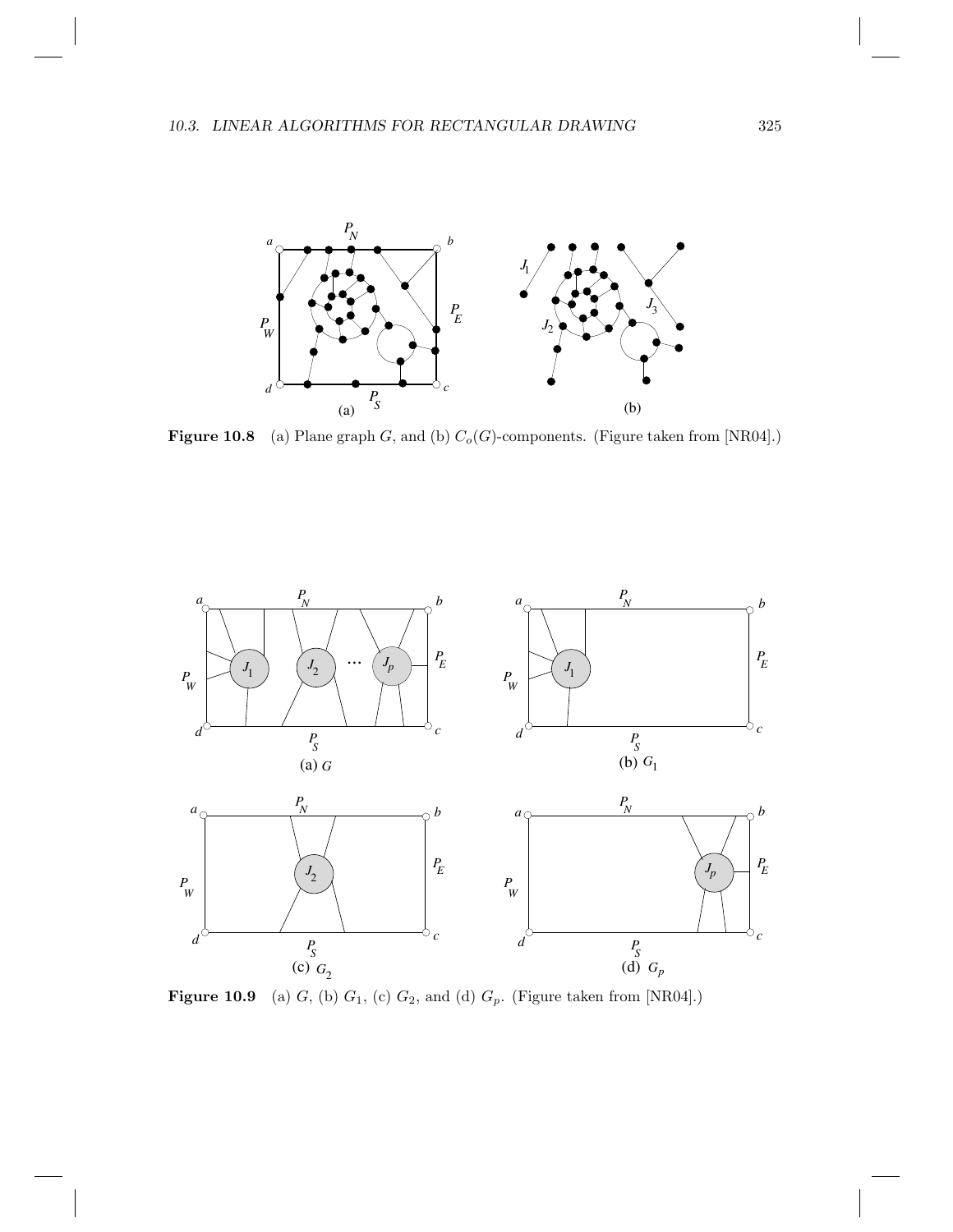**Figure 10.8** (a) Plane graph $G$, and (b) $C_o(G)$-components. (Figure taken from [NR04].)

**Figure 10.9** (a) $G$, (b) $G_1$, (c) $G_2$, and (d) $G_p$. (Figure taken from [NR04].)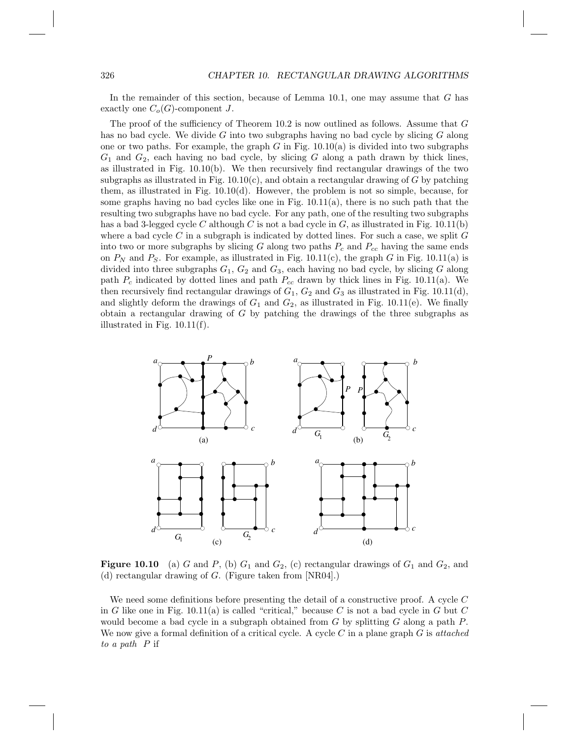In the remainder of this section, because of Lemma 10.1, one may assume that $G$ has exactly one $C_o(G)$-component $J$.

The proof of the sufficiency of Theorem 10.2 is now outlined as follows. Assume that $G$ has no bad cycle. We divide $G$ into two subgraphs having no bad cycle by slicing $G$ along one or two paths. For example, the graph $G$ in Fig. 10.10(a) is divided into two subgraphs $G_1$ and $G_2$, each having no bad cycle, by slicing $G$ along a path drawn by thick lines, as illustrated in Fig. 10.10(b). We then recursively find rectangular drawings of the two subgraphs as illustrated in Fig. 10.10(c), and obtain a rectangular drawing of $G$ by patching them, as illustrated in Fig. 10.10(d). However, the problem is not so simple, because, for some graphs having no bad cycles like one in Fig. 10.11(a), there is no such path that the resulting two subgraphs have no bad cycle. For any path, one of the resulting two subgraphs has a bad 3-legged cycle $C$ although $C$ is not a bad cycle in $G$, as illustrated in Fig. 10.11(b) where a bad cycle $C$ in a subgraph is indicated by dotted lines. For such a case, we split $G$ into two or more subgraphs by slicing $G$ along two paths $P_c$ and $P_{cc}$ having the same ends on $P_N$ and $P_S$. For example, as illustrated in Fig. 10.11(c), the graph $G$ in Fig. 10.11(a) is divided into three subgraphs $G_1$, $G_2$ and $G_3$, each having no bad cycle, by slicing $G$ along path $P_c$ indicated by dotted lines and path $P_{cc}$ drawn by thick lines in Fig. 10.11(a). We then recursively find rectangular drawings of $G_1$, $G_2$ and $G_3$ as illustrated in Fig. 10.11(d), and slightly deform the drawings of $G_1$ and $G_2$, as illustrated in Fig. 10.11(e). We finally obtain a rectangular drawing of $G$ by patching the drawings of the three subgraphs as illustrated in Fig. 10.11(f).

**Figure 10.10** (a) $G$ and $P$, (b) $G_1$ and $G_2$, (c) rectangular drawings of $G_1$ and $G_2$, and (d) rectangular drawing of $G$. (Figure taken from [NR04].)

We need some definitions before presenting the detail of a constructive proof. A cycle $C$ in $G$ like one in Fig. 10.11(a) is called "critical," because $C$ is not a bad cycle in $G$ but $C$ would become a bad cycle in a subgraph obtained from $G$ by splitting $G$ along a path $P$. We now give a formal definition of a critical cycle. A cycle $C$ in a plane graph $G$ is *attached to a path* $P$ if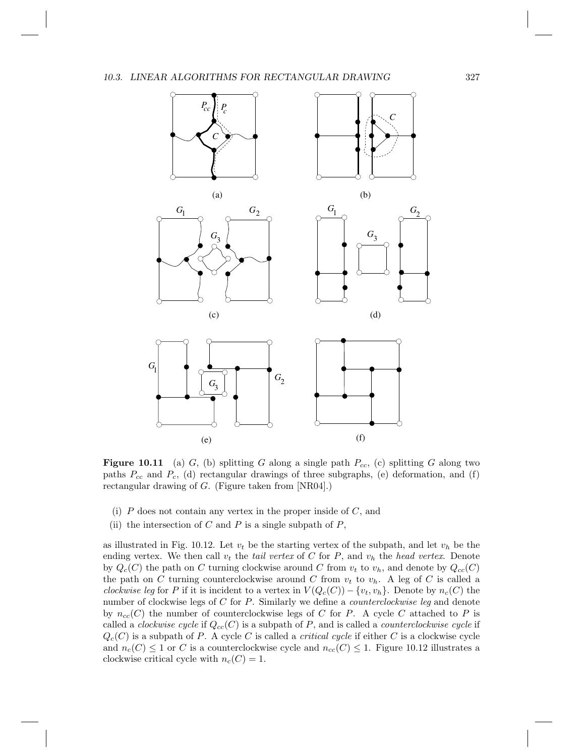**Figure 10.11** (a) $G$, (b) splitting $G$ along a single path $P_{cc}$, (c) splitting $G$ along two paths $P_{cc}$ and $P_c$, (d) rectangular drawings of three subgraphs, (e) deformation, and (f) rectangular drawing of $G$. (Figure taken from [NR04].)

(i) $P$ does not contain any vertex in the proper inside of $C$, and

(ii) the intersection of $C$ and $P$ is a single subpath of $P$,

as illustrated in Fig. 10.12. Let $v_t$ be the starting vertex of the subpath, and let $v_h$ be the ending vertex. We then call $v_t$ the *tail vertex* of $C$ for $P$, and $v_h$ the *head vertex*. Denote by $Q_c(C)$ the path on $C$ turning clockwise around $C$ from $v_t$ to $v_h$, and denote by $Q_{cc}(C)$ the path on $C$ turning counterclockwise around $C$ from $v_t$ to $v_h$. A leg of $C$ is called a *clockwise leg* for $P$ if it is incident to a vertex in $V(Q_c(C)) - \{v_t, v_h\}$. Denote by $n_c(C)$ the number of clockwise legs of $C$ for $P$. Similarly we define a *counterclockwise leg* and denote by $n_{cc}(C)$ the number of counterclockwise legs of $C$ for $P$. A cycle $C$ attached to $P$ is called a *clockwise cycle* if $Q_{cc}(C)$ is a subpath of $P$, and is called a *counterclockwise cycle* if $Q_c(C)$ is a subpath of $P$. A cycle $C$ is called a *critical cycle* if either $C$ is a clockwise cycle and $n_c(C) \leq 1$ or $C$ is a counterclockwise cycle and $n_{cc}(C) \leq 1$. Figure 10.12 illustrates a clockwise critical cycle with $n_c(C) = 1$.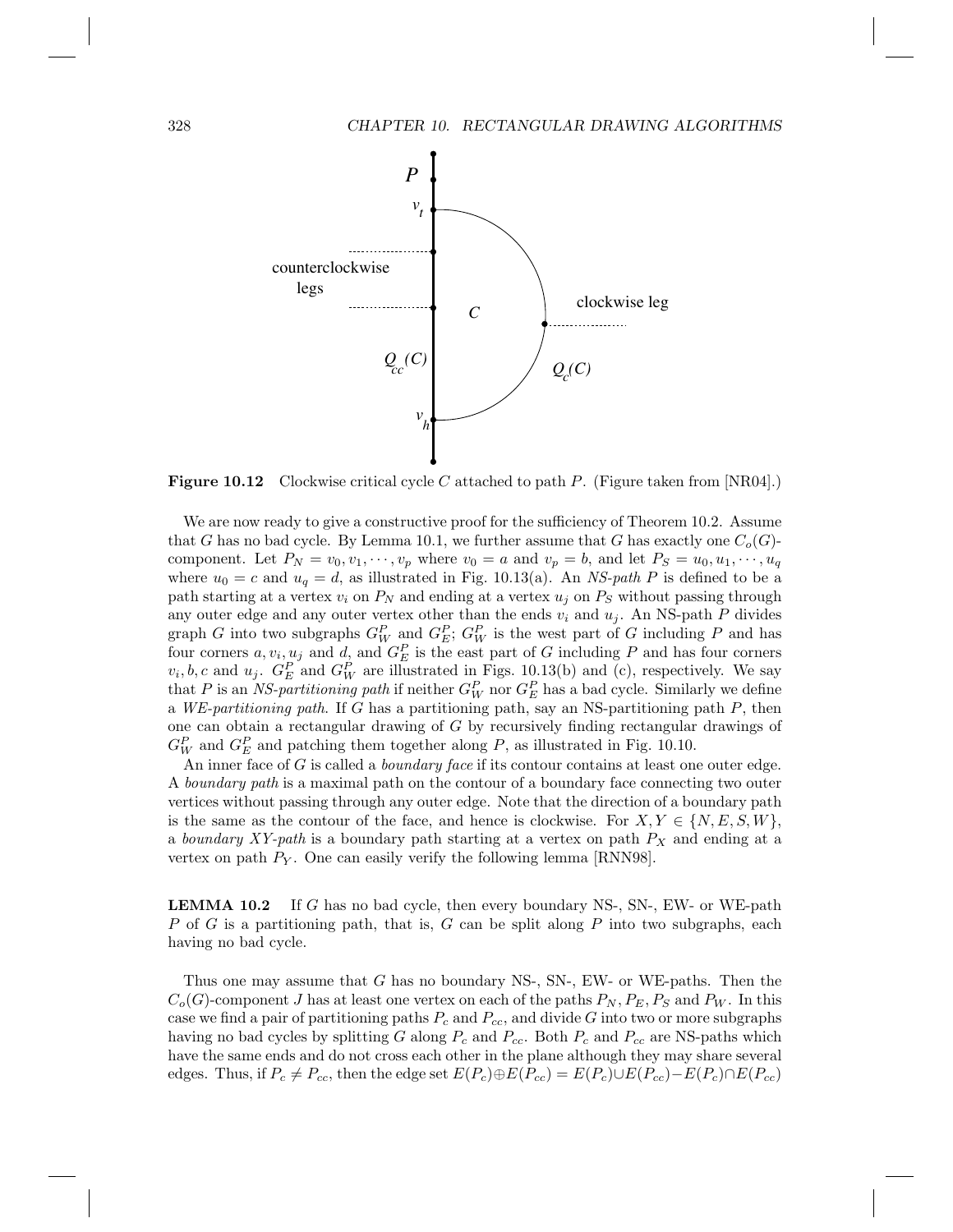**Figure 10.12** Clockwise critical cycle $C$ attached to path $P$. (Figure taken from [NR04].)

We are now ready to give a constructive proof for the sufficiency of Theorem 10.2. Assume that $G$ has no bad cycle. By Lemma 10.1, we further assume that $G$ has exactly one $C_o(G)$-component. Let $P_N = v_0, v_1, \cdots, v_p$ where $v_0 = a$ and $v_p = b$, and let $P_S = u_0, u_1, \cdots, u_q$ where $u_0 = c$ and $u_q = d$, as illustrated in Fig. 10.13(a). An *NS-path* $P$ is defined to be a path starting at a vertex $v_i$ on $P_N$ and ending at a vertex $u_j$ on $P_S$ without passing through any outer edge and any outer vertex other than the ends $v_i$ and $u_j$. An NS-path $P$ divides graph $G$ into two subgraphs $G_W^P$ and $G_E^P$; $G_W^P$ is the west part of $G$ including $P$ and has four corners $a, v_i, u_j$ and $d$, and $G_E^P$ is the east part of $G$ including $P$ and has four corners $v_i, b, c$ and $u_j$. $G_E^P$ and $G_W^P$ are illustrated in Figs. 10.13(b) and (c), respectively. We say that $P$ is an *NS-partitioning path* if neither $G_W^P$ nor $G_E^P$ has a bad cycle. Similarly we define a *WE-partitioning path*. If $G$ has a partitioning path, say an NS-partitioning path $P$, then one can obtain a rectangular drawing of $G$ by recursively finding rectangular drawings of $G_W^P$ and $G_E^P$ and patching them together along $P$, as illustrated in Fig. 10.10.

An inner face of $G$ is called a *boundary face* if its contour contains at least one outer edge. A *boundary path* is a maximal path on the contour of a boundary face connecting two outer vertices without passing through any outer edge. Note that the direction of a boundary path is the same as the contour of the face, and hence is clockwise. For $X, Y \in \{N, E, S, W\}$, a *boundary XY-path* is a boundary path starting at a vertex on path $P_X$ and ending at a vertex on path $P_Y$. One can easily verify the following lemma [RNN98].

**LEMMA 10.2** If $G$ has no bad cycle, then every boundary NS-, SN-, EW- or WE-path $P$ of $G$ is a partitioning path, that is, $G$ can be split along $P$ into two subgraphs, each having no bad cycle.

Thus one may assume that $G$ has no boundary NS-, SN-, EW- or WE-paths. Then the $C_o(G)$-component $J$ has at least one vertex on each of the paths $P_N, P_E, P_S$ and $P_W$. In this case we find a pair of partitioning paths $P_c$ and $P_{cc}$, and divide $G$ into two or more subgraphs having no bad cycles by splitting $G$ along $P_c$ and $P_{cc}$. Both $P_c$ and $P_{cc}$ are NS-paths which have the same ends and do not cross each other in the plane although they may share several edges. Thus, if $P_c \neq P_{cc}$, then the edge set $E(P_c) \oplus E(P_{cc}) = E(P_c) \cup E(P_{cc}) - E(P_c) \cap E(P_{cc})$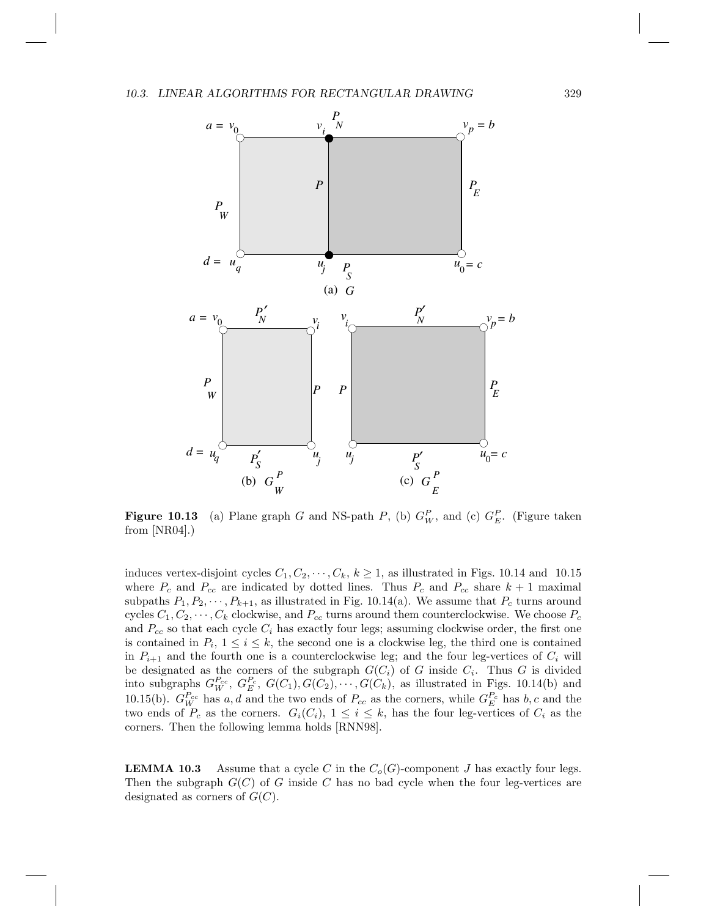**Figure 10.13** (a) Plane graph $G$ and NS-path $P$, (b) $G_W^P$, and (c) $G_E^P$. (Figure taken from [NR04].)

induces vertex-disjoint cycles $C_1, C_2, \cdots, C_k$, $k \geq 1$, as illustrated in Figs. 10.14 and 10.15 where $P_c$ and $P_{cc}$ are indicated by dotted lines. Thus $P_c$ and $P_{cc}$ share $k+1$ maximal subpaths $P_1, P_2, \cdots, P_{k+1}$, as illustrated in Fig. 10.14(a). We assume that $P_c$ turns around cycles $C_1, C_2, \cdots, C_k$ clockwise, and $P_{cc}$ turns around them counterclockwise. We choose $P_c$ and $P_{cc}$ so that each cycle $C_i$ has exactly four legs; assuming clockwise order, the first one is contained in $P_i$, $1 \leq i \leq k$, the second one is a clockwise leg, the third one is contained in $P_{i+1}$ and the fourth one is a counterclockwise leg; and the four leg-vertices of $C_i$ will be designated as the corners of the subgraph $G(C_i)$ of $G$ inside $C_i$. Thus $G$ is divided into subgraphs $G_W^{P_{cc}}$, $G_E^{P_c}$, $G(C_1), G(C_2), \cdots, G(C_k)$, as illustrated in Figs. 10.14(b) and 10.15(b). $G_W^{P_{cc}}$ has $a, d$ and the two ends of $P_{cc}$ as the corners, while $G_E^{P_c}$ has $b, c$ and the two ends of $P_c$ as the corners. $G_i(C_i)$, $1 \leq i \leq k$, has the four leg-vertices of $C_i$ as the corners. Then the following lemma holds [RNN98].

**LEMMA 10.3** Assume that a cycle $C$ in the $C_o(G)$-component $J$ has exactly four legs. Then the subgraph $G(C)$ of $G$ inside $C$ has no bad cycle when the four leg-vertices are designated as corners of $G(C)$.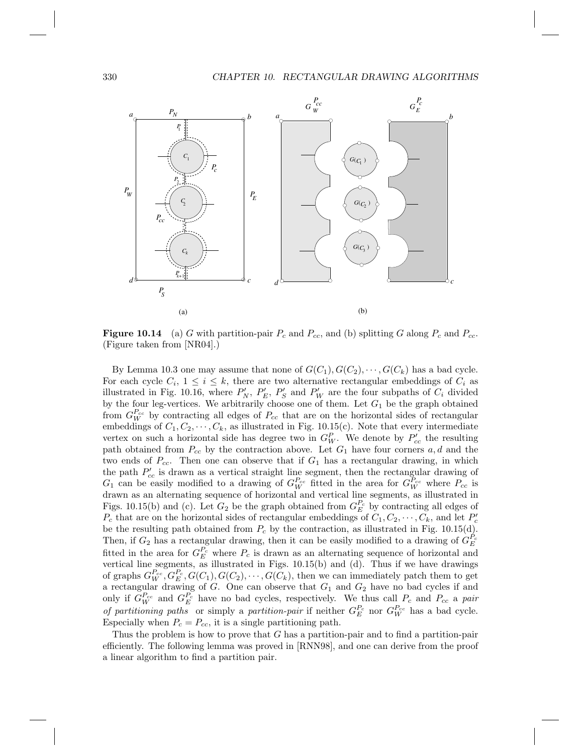**Figure 10.14** (a) $G$ with partition-pair $P_c$ and $P_{cc}$, and (b) splitting $G$ along $P_c$ and $P_{cc}$. (Figure taken from [NR04].)

By Lemma 10.3 one may assume that none of $G(C_1), G(C_2), \cdots, G(C_k)$ has a bad cycle. For each cycle $C_i$, $1 \leq i \leq k$, there are two alternative rectangular embeddings of $C_i$ as illustrated in Fig. 10.16, where $P'_N$, $P'_E$, $P'_S$ and $P'_W$ are the four subpaths of $C_i$ divided by the four leg-vertices. We arbitrarily choose one of them. Let $G_1$ be the graph obtained from $G_W^{P_{cc}}$ by contracting all edges of $P_{cc}$ that are on the horizontal sides of rectangular embeddings of $C_1, C_2, \cdots, C_k$, as illustrated in Fig. 10.15(c). Note that every intermediate vertex on such a horizontal side has degree two in $G_W^P$. We denote by $P'_{cc}$ the resulting path obtained from $P_{cc}$ by the contraction above. Let $G_1$ have four corners $a, d$ and the two ends of $P_{cc}$. Then one can observe that if $G_1$ has a rectangular drawing, in which the path $P'_{cc}$ is drawn as a vertical straight line segment, then the rectangular drawing of $G_1$ can be easily modified to a drawing of $G_W^{P_{cc}}$ fitted in the area for $G_W^{P_{cc}}$ where $P_{cc}$ is drawn as an alternating sequence of horizontal and vertical line segments, as illustrated in Figs. 10.15(b) and (c). Let $G_2$ be the graph obtained from $G_E^{P_c}$ by contracting all edges of $P_c$ that are on the horizontal sides of rectangular embeddings of $C_1, C_2, \cdots, C_k$, and let $P'_c$ be the resulting path obtained from $P_c$ by the contraction, as illustrated in Fig. 10.15(d). Then, if $G_2$ has a rectangular drawing, then it can be easily modified to a drawing of $G_E^{P_c}$ fitted in the area for $G_E^{P_c}$ where $P_c$ is drawn as an alternating sequence of horizontal and vertical line segments, as illustrated in Figs. 10.15(b) and (d). Thus if we have drawings of graphs $G_W^{P_{cc}}, G_E^{P_c}, G(C_1), G(C_2), \cdots, G(C_k)$, then we can immediately patch them to get a rectangular drawing of $G$. One can observe that $G_1$ and $G_2$ have no bad cycles if and only if $G_W^{P_{cc}}$ and $G_E^{P_c}$ have no bad cycles, respectively. We thus call $P_c$ and $P_{cc}$ a *pair of partitioning paths* or simply a *partition-pair* if neither $G_E^{P_c}$ nor $G_W^{P_{cc}}$ has a bad cycle. Especially when $P_c = P_{cc}$, it is a single partitioning path.

Thus the problem is how to prove that $G$ has a partition-pair and to find a partition-pair efficiently. The following lemma was proved in [RNN98], and one can derive from the proof a linear algorithm to find a partition pair.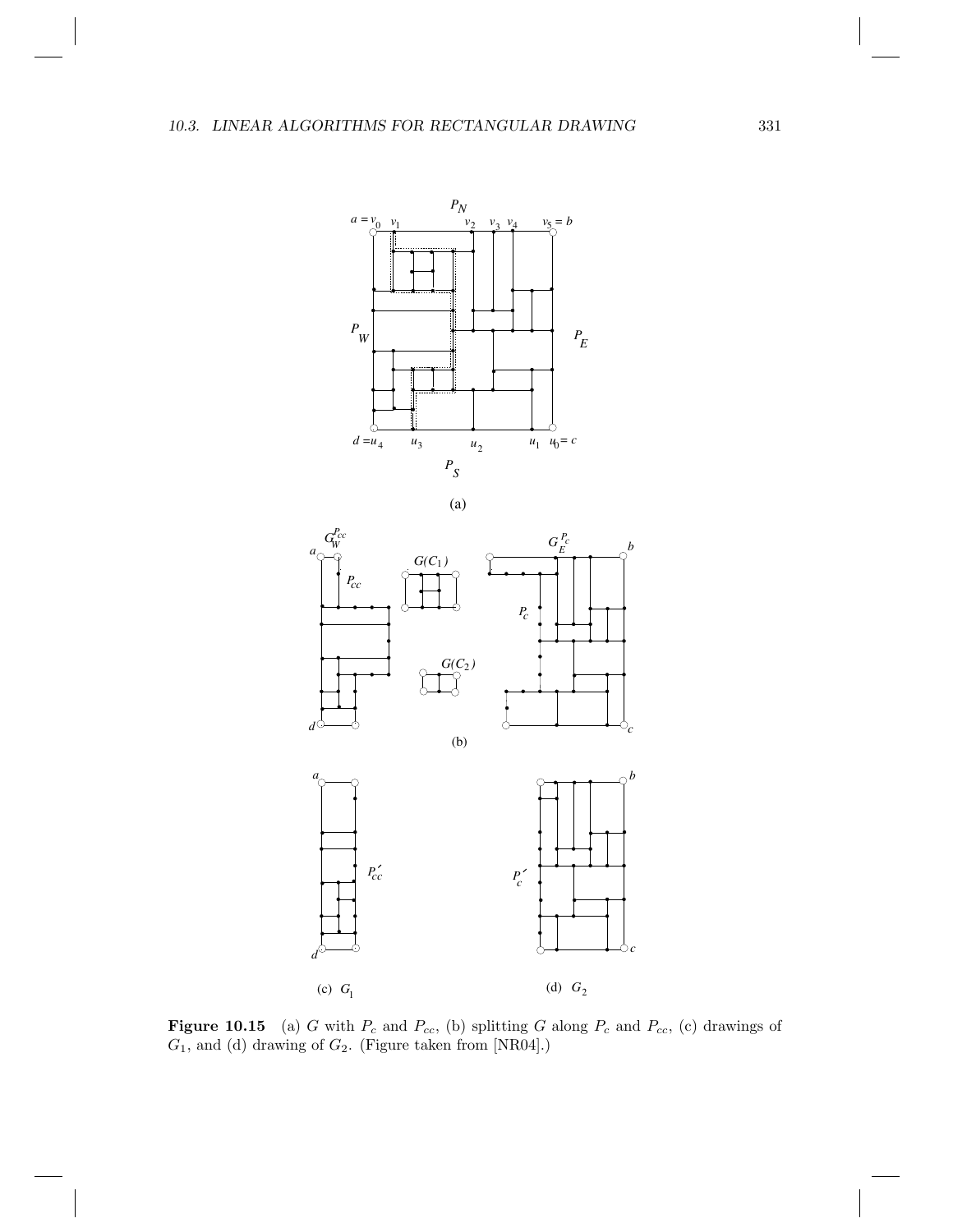**Figure 10.15** (a) $G$ with $P_c$ and $P_{cc}$, (b) splitting $G$ along $P_c$ and $P_{cc}$, (c) drawings of $G_1$, and (d) drawing of $G_2$. (Figure taken from [NR04].)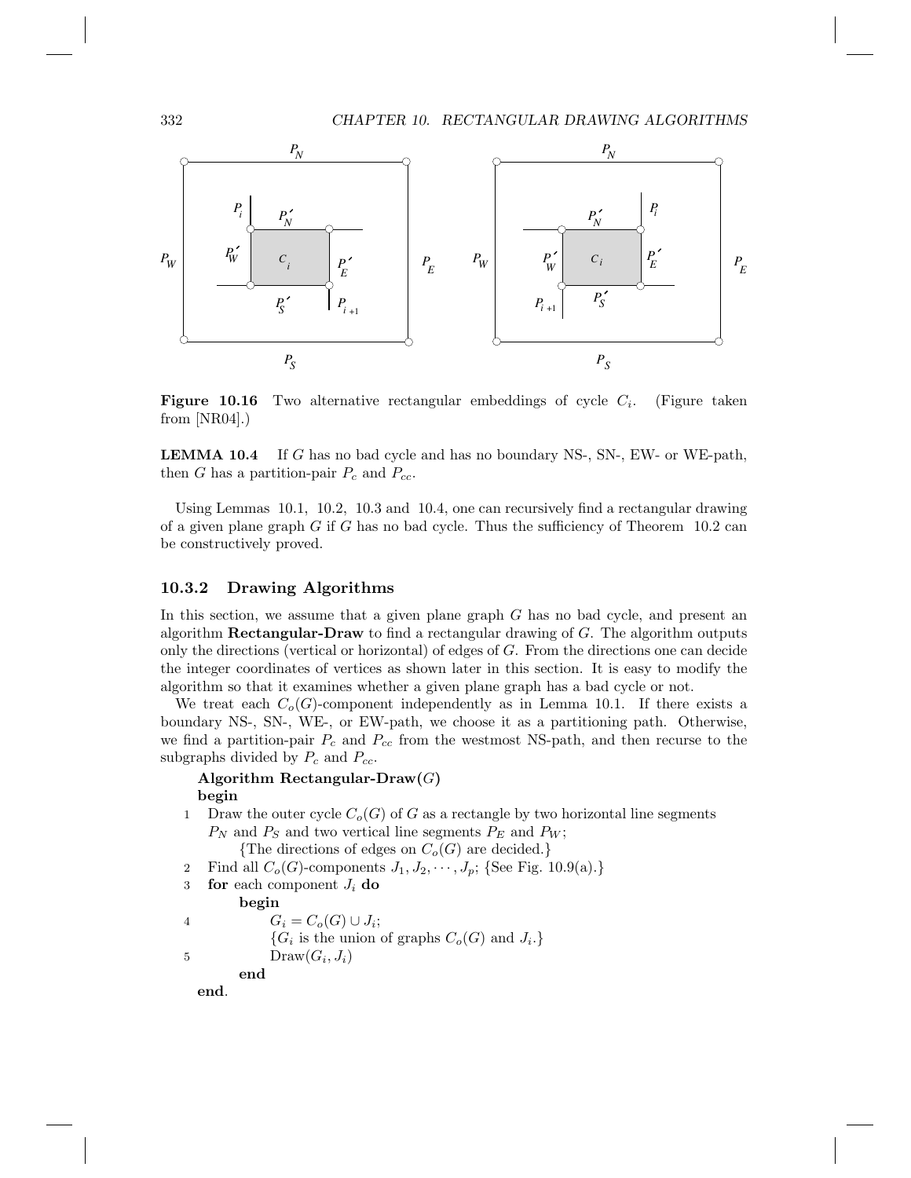**Figure 10.16** Two alternative rectangular embeddings of cycle $C_i$. (Figure taken from [NR04].)

**LEMMA 10.4** If $G$ has no bad cycle and has no boundary NS-, SN-, EW- or WE-path, then $G$ has a partition-pair $P_c$ and $P_{cc}$.

Using Lemmas 10.1, 10.2, 10.3 and 10.4, one can recursively find a rectangular drawing of a given plane graph $G$ if $G$ has no bad cycle. Thus the sufficiency of Theorem 10.2 can be constructively proved.

### 10.3.2 Drawing Algorithms

In this section, we assume that a given plane graph $G$ has no bad cycle, and present an algorithm **Rectangular-Draw** to find a rectangular drawing of $G$. The algorithm outputs only the directions (vertical or horizontal) of edges of $G$. From the directions one can decide the integer coordinates of vertices as shown later in this section. It is easy to modify the algorithm so that it examines whether a given plane graph has a bad cycle or not.

We treat each $C_o(G)$-component independently as in Lemma 10.1. If there exists a boundary NS-, SN-, WE-, or EW-path, we choose it as a partitioning path. Otherwise, we find a partition-pair $P_c$ and $P_{cc}$ from the westmost NS-path, and then recurse to the subgraphs divided by $P_c$ and $P_{cc}$.

**Algorithm Rectangular-Draw($G$)**
**begin**

1. Draw the outer cycle $C_o(G)$ of $G$ as a rectangle by two horizontal line segments $P_N$ and $P_S$ and two vertical line segments $P_E$ and $P_W$;
   {The directions of edges on $C_o(G)$ are decided.}
2. Find all $C_o(G)$-components $J_1, J_2, \cdots, J_p$; {See Fig. 10.9(a).}
3. **for** each component $J_i$ **do**
   **begin**
4. $G_i = C_o(G) \cup J_i$;
   {$G_i$ is the union of graphs $C_o(G)$ and $J_i$.}
5. Draw($G_i, J_i$)
   **end**

**end**.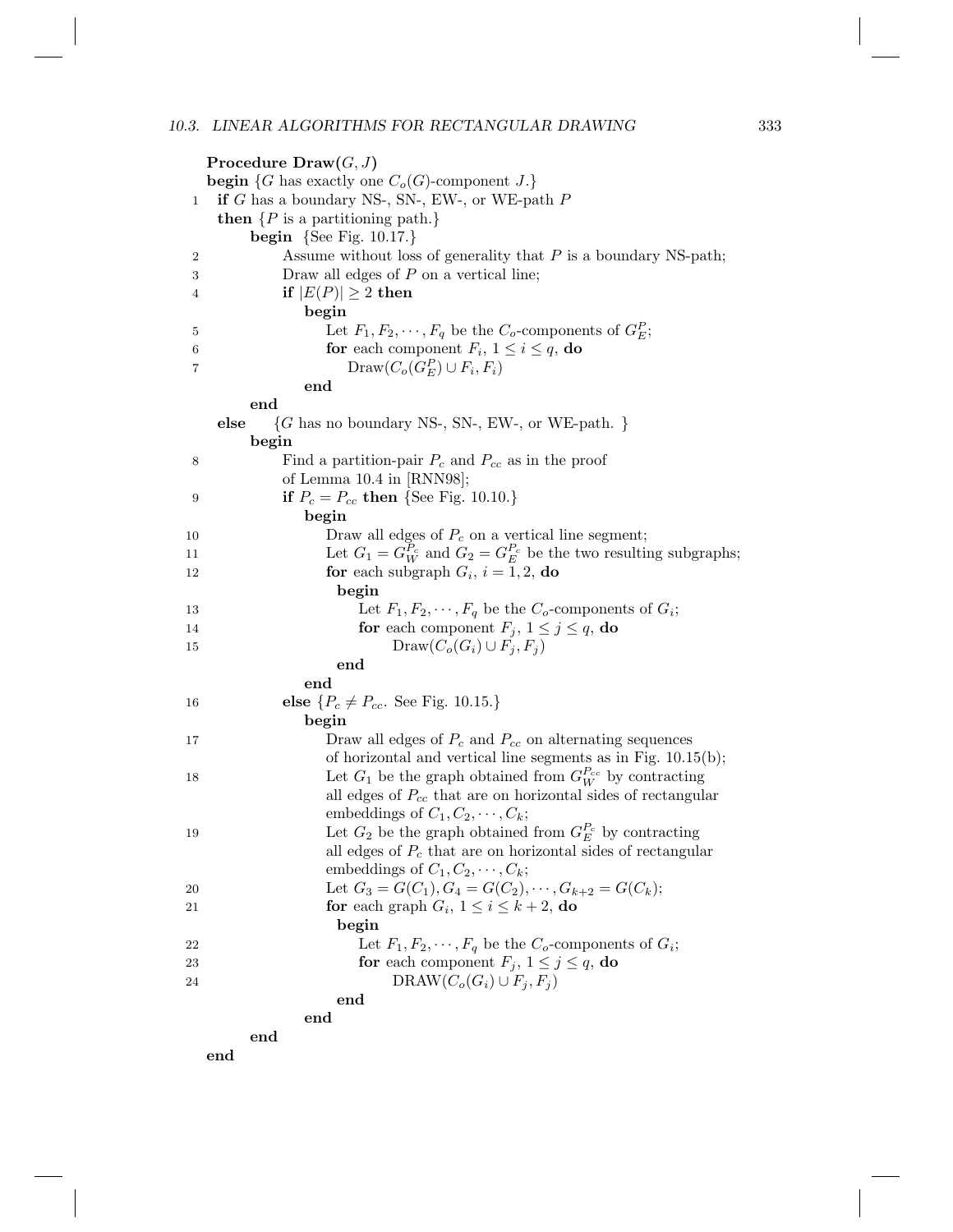**Procedure Draw**$(G, J)$

**begin** {$G$ has exactly one $C_o(G)$-component $J$.}

1 **if** $G$ has a boundary NS-, SN-, EW-, or WE-path $P$
  **then** {$P$ is a partitioning path.}
    **begin** {See Fig. 10.17.}
2       Assume without loss of generality that $P$ is a boundary NS-path;
3       Draw all edges of $P$ on a vertical line;
4       **if** $|E(P)| \geq 2$ **then**
          **begin**
5           Let $F_1, F_2, \cdots, F_q$ be the $C_o$-components of $G_E^P$;
6           **for** each component $F_i$, $1 \leq i \leq q$, **do**
7             Draw$(C_o(G_E^P) \cup F_i, F_i)$
          **end**
    **end**
  **else** {$G$ has no boundary NS-, SN-, EW-, or WE-path. }
    **begin**
8       Find a partition-pair $P_c$ and $P_{cc}$ as in the proof
        of Lemma 10.4 in [RNN98];
9       **if** $P_c = P_{cc}$ **then** {See Fig. 10.10.}
          **begin**
10          Draw all edges of $P_c$ on a vertical line segment;
11          Let $G_1 = G_W^{P_c}$ and $G_2 = G_E^{P_c}$ be the two resulting subgraphs;
12          **for** each subgraph $G_i$, $i = 1, 2$, **do**
              **begin**
13              Let $F_1, F_2, \cdots, F_q$ be the $C_o$-components of $G_i$;
14              **for** each component $F_j$, $1 \leq j \leq q$, **do**
15                Draw$(C_o(G_i) \cup F_j, F_j)$
              **end**
          **end**
16      **else** {$P_c \neq P_{cc}$. See Fig. 10.15.}
          **begin**
17          Draw all edges of $P_c$ and $P_{cc}$ on alternating sequences
            of horizontal and vertical line segments as in Fig. 10.15(b);
18          Let $G_1$ be the graph obtained from $G_W^{P_{cc}}$ by contracting
            all edges of $P_{cc}$ that are on horizontal sides of rectangular
            embeddings of $C_1, C_2, \cdots, C_k$;
19          Let $G_2$ be the graph obtained from $G_E^{P_c}$ by contracting
            all edges of $P_c$ that are on horizontal sides of rectangular
            embeddings of $C_1, C_2, \cdots, C_k$;
20          Let $G_3 = G(C_1), G_4 = G(C_2), \cdots, G_{k+2} = G(C_k)$;
21          **for** each graph $G_i$, $1 \leq i \leq k + 2$, **do**
              **begin**
22              Let $F_1, F_2, \cdots, F_q$ be the $C_o$-components of $G_i$;
23              **for** each component $F_j$, $1 \leq j \leq q$, **do**
24                DRAW$(C_o(G_i) \cup F_j, F_j)$
              **end**
          **end**
    **end**

**end**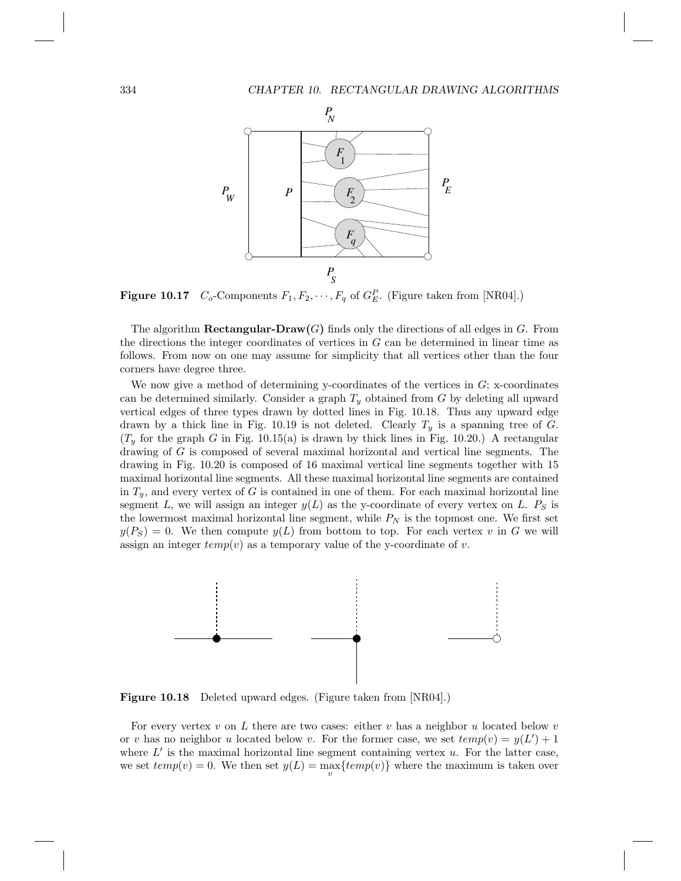**Figure 10.17** $C_o$-Components $F_1, F_2, \cdots, F_q$ of $G_E^P$. (Figure taken from [NR04].)

The algorithm **Rectangular-Draw($G$)** finds only the directions of all edges in $G$. From the directions the integer coordinates of vertices in $G$ can be determined in linear time as follows. From now on one may assume for simplicity that all vertices other than the four corners have degree three.

We now give a method of determining y-coordinates of the vertices in $G$; x-coordinates can be determined similarly. Consider a graph $T_y$ obtained from $G$ by deleting all upward vertical edges of three types drawn by dotted lines in Fig. 10.18. Thus any upward edge drawn by a thick line in Fig. 10.19 is not deleted. Clearly $T_y$ is a spanning tree of $G$. ($T_y$ for the graph $G$ in Fig. 10.15(a) is drawn by thick lines in Fig. 10.20.) A rectangular drawing of $G$ is composed of several maximal horizontal and vertical line segments. The drawing in Fig. 10.20 is composed of 16 maximal vertical line segments together with 15 maximal horizontal line segments. All these maximal horizontal line segments are contained in $T_y$, and every vertex of $G$ is contained in one of them. For each maximal horizontal line segment $L$, we will assign an integer $y(L)$ as the y-coordinate of every vertex on $L$. $P_S$ is the lowermost maximal horizontal line segment, while $P_N$ is the topmost one. We first set $y(P_S) = 0$. We then compute $y(L)$ from bottom to top. For each vertex $v$ in $G$ we will assign an integer $temp(v)$ as a temporary value of the y-coordinate of $v$.

**Figure 10.18** Deleted upward edges. (Figure taken from [NR04].)

For every vertex $v$ on $L$ there are two cases: either $v$ has a neighbor $u$ located below $v$ or $v$ has no neighbor $u$ located below $v$. For the former case, we set $temp(v) = y(L') + 1$ where $L'$ is the maximal horizontal line segment containing vertex $u$. For the latter case, we set $temp(v) = 0$. We then set $y(L) = \max_{v}\{temp(v)\}$ where the maximum is taken over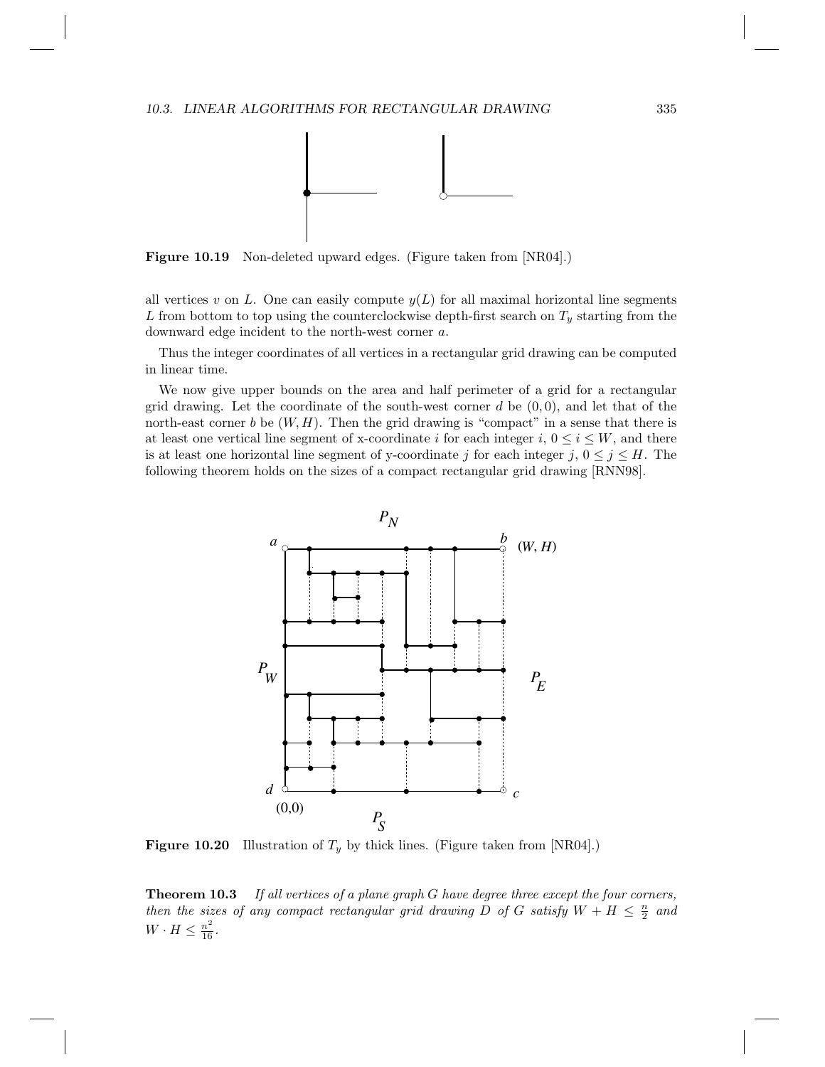**Figure 10.19** Non-deleted upward edges. (Figure taken from [NR04].)

all vertices $v$ on $L$. One can easily compute $y(L)$ for all maximal horizontal line segments $L$ from bottom to top using the counterclockwise depth-first search on $T_y$ starting from the downward edge incident to the north-west corner $a$.

Thus the integer coordinates of all vertices in a rectangular grid drawing can be computed in linear time.

We now give upper bounds on the area and half perimeter of a grid for a rectangular grid drawing. Let the coordinate of the south-west corner $d$ be $(0, 0)$, and let that of the north-east corner $b$ be $(W, H)$. Then the grid drawing is "compact" in a sense that there is at least one vertical line segment of x-coordinate $i$ for each integer $i$, $0 \leq i \leq W$, and there is at least one horizontal line segment of y-coordinate $j$ for each integer $j$, $0 \leq j \leq H$. The following theorem holds on the sizes of a compact rectangular grid drawing [RNN98].

**Figure 10.20** Illustration of $T_y$ by thick lines. (Figure taken from [NR04].)

**Theorem 10.3** *If all vertices of a plane graph $G$ have degree three except the four corners, then the sizes of any compact rectangular grid drawing $D$ of $G$ satisfy $W + H \leq \frac{n}{2}$ and $W \cdot H \leq \frac{n^2}{16}$.*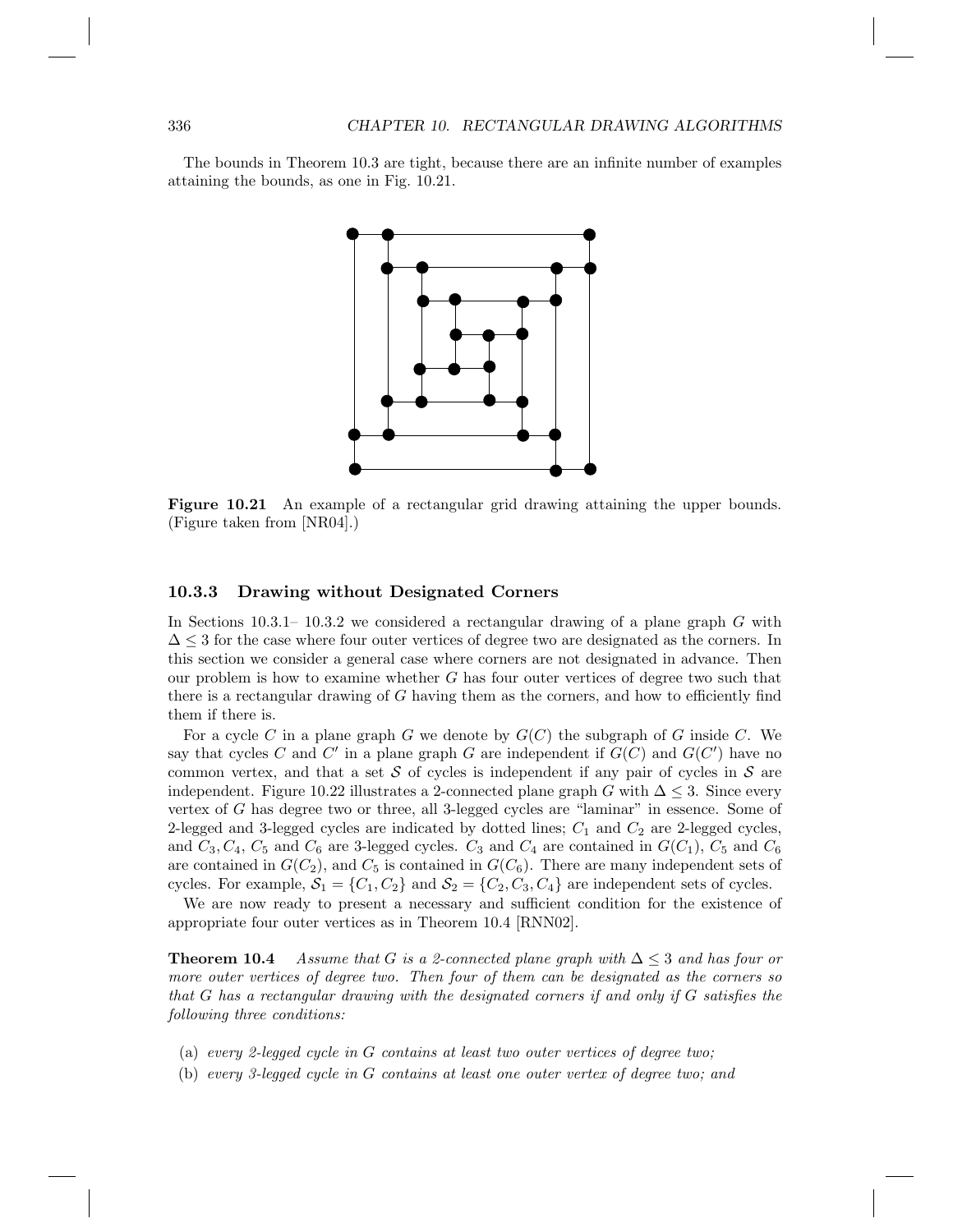The bounds in Theorem 10.3 are tight, because there are an infinite number of examples attaining the bounds, as one in Fig. 10.21.

**Figure 10.21** An example of a rectangular grid drawing attaining the upper bounds. (Figure taken from [NR04].)

### 10.3.3 Drawing without Designated Corners

In Sections 10.3.1– 10.3.2 we considered a rectangular drawing of a plane graph $G$ with $\Delta \leq 3$ for the case where four outer vertices of degree two are designated as the corners. In this section we consider a general case where corners are not designated in advance. Then our problem is how to examine whether $G$ has four outer vertices of degree two such that there is a rectangular drawing of $G$ having them as the corners, and how to efficiently find them if there is.

For a cycle $C$ in a plane graph $G$ we denote by $G(C)$ the subgraph of $G$ inside $C$. We say that cycles $C$ and $C'$ in a plane graph $G$ are independent if $G(C)$ and $G(C')$ have no common vertex, and that a set $\mathcal{S}$ of cycles is independent if any pair of cycles in $\mathcal{S}$ are independent. Figure 10.22 illustrates a 2-connected plane graph $G$ with $\Delta \leq 3$. Since every vertex of $G$ has degree two or three, all 3-legged cycles are "laminar" in essence. Some of 2-legged and 3-legged cycles are indicated by dotted lines; $C_1$ and $C_2$ are 2-legged cycles, and $C_3, C_4, C_5$ and $C_6$ are 3-legged cycles. $C_3$ and $C_4$ are contained in $G(C_1)$, $C_5$ and $C_6$ are contained in $G(C_2)$, and $C_5$ is contained in $G(C_6)$. There are many independent sets of cycles. For example, $\mathcal{S}_1 = \{C_1, C_2\}$ and $\mathcal{S}_2 = \{C_2, C_3, C_4\}$ are independent sets of cycles.

We are now ready to present a necessary and sufficient condition for the existence of appropriate four outer vertices as in Theorem 10.4 [RNN02].

**Theorem 10.4** *Assume that $G$ is a 2-connected plane graph with $\Delta \leq 3$ and has four or more outer vertices of degree two. Then four of them can be designated as the corners so that $G$ has a rectangular drawing with the designated corners if and only if $G$ satisfies the following three conditions:*

- (a) *every 2-legged cycle in $G$ contains at least two outer vertices of degree two;*
- (b) *every 3-legged cycle in $G$ contains at least one outer vertex of degree two; and*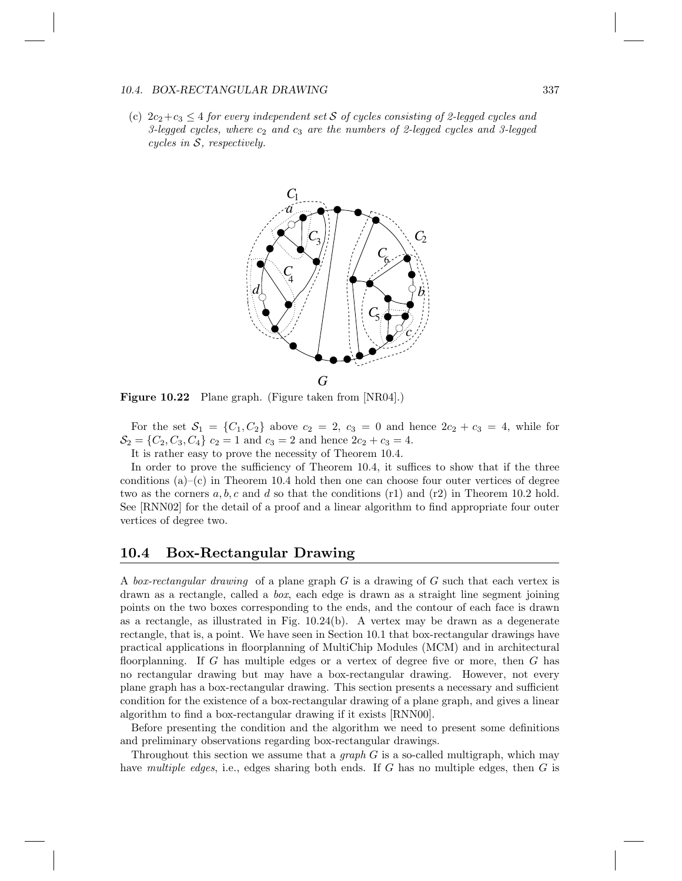(c) $2c_2 + c_3 \leq 4$ *for every independent set* $\mathcal{S}$ *of cycles consisting of 2-legged cycles and 3-legged cycles, where* $c_2$ *and* $c_3$ *are the numbers of 2-legged cycles and 3-legged cycles in* $\mathcal{S}$*, respectively.*

**Figure 10.22** Plane graph. (Figure taken from [NR04].)

For the set $\mathcal{S}_1 = \{C_1, C_2\}$ above $c_2 = 2$, $c_3 = 0$ and hence $2c_2 + c_3 = 4$, while for $\mathcal{S}_2 = \{C_2, C_3, C_4\}$ $c_2 = 1$ and $c_3 = 2$ and hence $2c_2 + c_3 = 4$.

It is rather easy to prove the necessity of Theorem 10.4.

In order to prove the sufficiency of Theorem 10.4, it suffices to show that if the three conditions (a)–(c) in Theorem 10.4 hold then one can choose four outer vertices of degree two as the corners $a, b, c$ and $d$ so that the conditions (r1) and (r2) in Theorem 10.2 hold. See [RNN02] for the detail of a proof and a linear algorithm to find appropriate four outer vertices of degree two.

## 10.4 Box-Rectangular Drawing

A *box-rectangular drawing* of a plane graph $G$ is a drawing of $G$ such that each vertex is drawn as a rectangle, called a *box*, each edge is drawn as a straight line segment joining points on the two boxes corresponding to the ends, and the contour of each face is drawn as a rectangle, as illustrated in Fig. 10.24(b). A vertex may be drawn as a degenerate rectangle, that is, a point. We have seen in Section 10.1 that box-rectangular drawings have practical applications in floorplanning of MultiChip Modules (MCM) and in architectural floorplanning. If $G$ has multiple edges or a vertex of degree five or more, then $G$ has no rectangular drawing but may have a box-rectangular drawing. However, not every plane graph has a box-rectangular drawing. This section presents a necessary and sufficient condition for the existence of a box-rectangular drawing of a plane graph, and gives a linear algorithm to find a box-rectangular drawing if it exists [RNN00].

Before presenting the condition and the algorithm we need to present some definitions and preliminary observations regarding box-rectangular drawings.

Throughout this section we assume that a *graph* $G$ is a so-called multigraph, which may have *multiple edges*, i.e., edges sharing both ends. If $G$ has no multiple edges, then $G$ is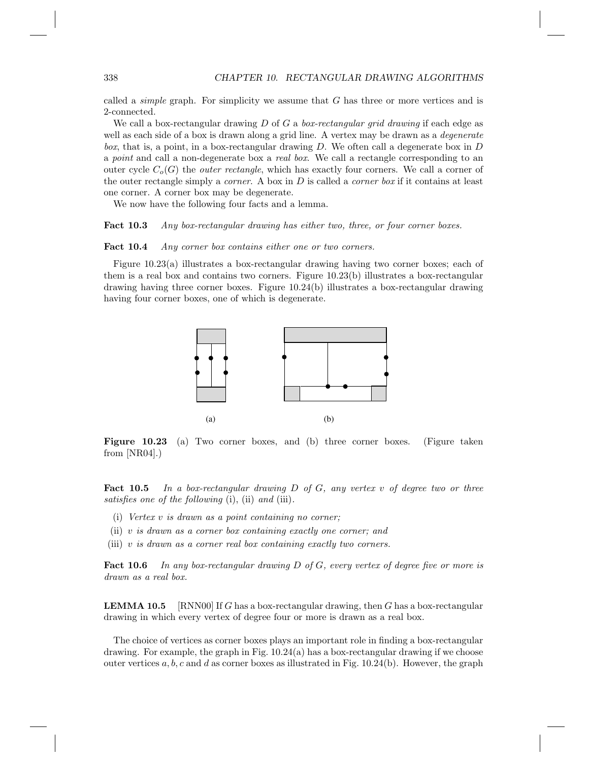called a *simple* graph. For simplicity we assume that $G$ has three or more vertices and is 2-connected.

We call a box-rectangular drawing $D$ of $G$ a *box-rectangular grid drawing* if each edge as well as each side of a box is drawn along a grid line. A vertex may be drawn as a *degenerate box*, that is, a point, in a box-rectangular drawing $D$. We often call a degenerate box in $D$ a *point* and call a non-degenerate box a *real box*. We call a rectangle corresponding to an outer cycle $C_o(G)$ the *outer rectangle*, which has exactly four corners. We call a corner of the outer rectangle simply a *corner*. A box in $D$ is called a *corner box* if it contains at least one corner. A corner box may be degenerate.

We now have the following four facts and a lemma.

**Fact 10.3** *Any box-rectangular drawing has either two, three, or four corner boxes.*

**Fact 10.4** *Any corner box contains either one or two corners.*

Figure 10.23(a) illustrates a box-rectangular drawing having two corner boxes; each of them is a real box and contains two corners. Figure 10.23(b) illustrates a box-rectangular drawing having three corner boxes. Figure 10.24(b) illustrates a box-rectangular drawing having four corner boxes, one of which is degenerate.

(a) (b)

**Figure 10.23** (a) Two corner boxes, and (b) three corner boxes. (Figure taken from [NR04].)

**Fact 10.5** *In a box-rectangular drawing $D$ of $G$, any vertex $v$ of degree two or three satisfies one of the following* (i), (ii) *and* (iii).

(i) *Vertex $v$ is drawn as a point containing no corner;*

(ii) *$v$ is drawn as a corner box containing exactly one corner; and*

(iii) *$v$ is drawn as a corner real box containing exactly two corners.*

**Fact 10.6** *In any box-rectangular drawing $D$ of $G$, every vertex of degree five or more is drawn as a real box.*

**LEMMA 10.5** [RNN00] If $G$ has a box-rectangular drawing, then $G$ has a box-rectangular drawing in which every vertex of degree four or more is drawn as a real box.

The choice of vertices as corner boxes plays an important role in finding a box-rectangular drawing. For example, the graph in Fig. 10.24(a) has a box-rectangular drawing if we choose outer vertices $a, b, c$ and $d$ as corner boxes as illustrated in Fig. 10.24(b). However, the graph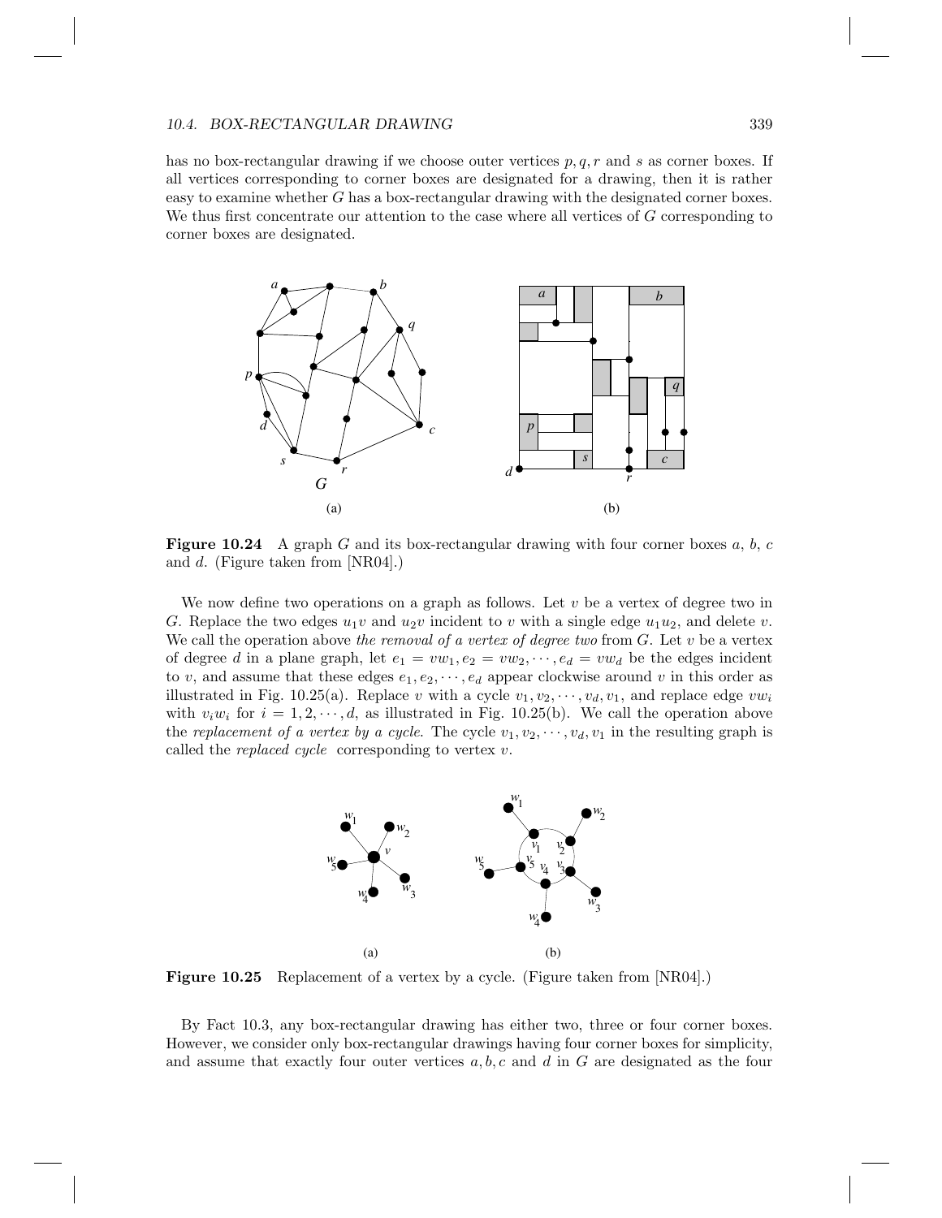has no box-rectangular drawing if we choose outer vertices $p, q, r$ and $s$ as corner boxes. If all vertices corresponding to corner boxes are designated for a drawing, then it is rather easy to examine whether $G$ has a box-rectangular drawing with the designated corner boxes. We thus first concentrate our attention to the case where all vertices of $G$ corresponding to corner boxes are designated.

**Figure 10.24** A graph $G$ and its box-rectangular drawing with four corner boxes $a$, $b$, $c$ and $d$. (Figure taken from [NR04].)

We now define two operations on a graph as follows. Let $v$ be a vertex of degree two in $G$. Replace the two edges $u_1v$ and $u_2v$ incident to $v$ with a single edge $u_1u_2$, and delete $v$. We call the operation above *the removal of a vertex of degree two* from $G$. Let $v$ be a vertex of degree $d$ in a plane graph, let $e_1 = vw_1, e_2 = vw_2, \cdots, e_d = vw_d$ be the edges incident to $v$, and assume that these edges $e_1, e_2, \cdots, e_d$ appear clockwise around $v$ in this order as illustrated in Fig. 10.25(a). Replace $v$ with a cycle $v_1, v_2, \cdots, v_d, v_1$, and replace edge $vw_i$ with $v_iw_i$ for $i = 1, 2, \cdots, d$, as illustrated in Fig. 10.25(b). We call the operation above the *replacement of a vertex by a cycle*. The cycle $v_1, v_2, \cdots, v_d, v_1$ in the resulting graph is called the *replaced cycle* corresponding to vertex $v$.

**Figure 10.25** Replacement of a vertex by a cycle. (Figure taken from [NR04].)

By Fact 10.3, any box-rectangular drawing has either two, three or four corner boxes. However, we consider only box-rectangular drawings having four corner boxes for simplicity, and assume that exactly four outer vertices $a, b, c$ and $d$ in $G$ are designated as the four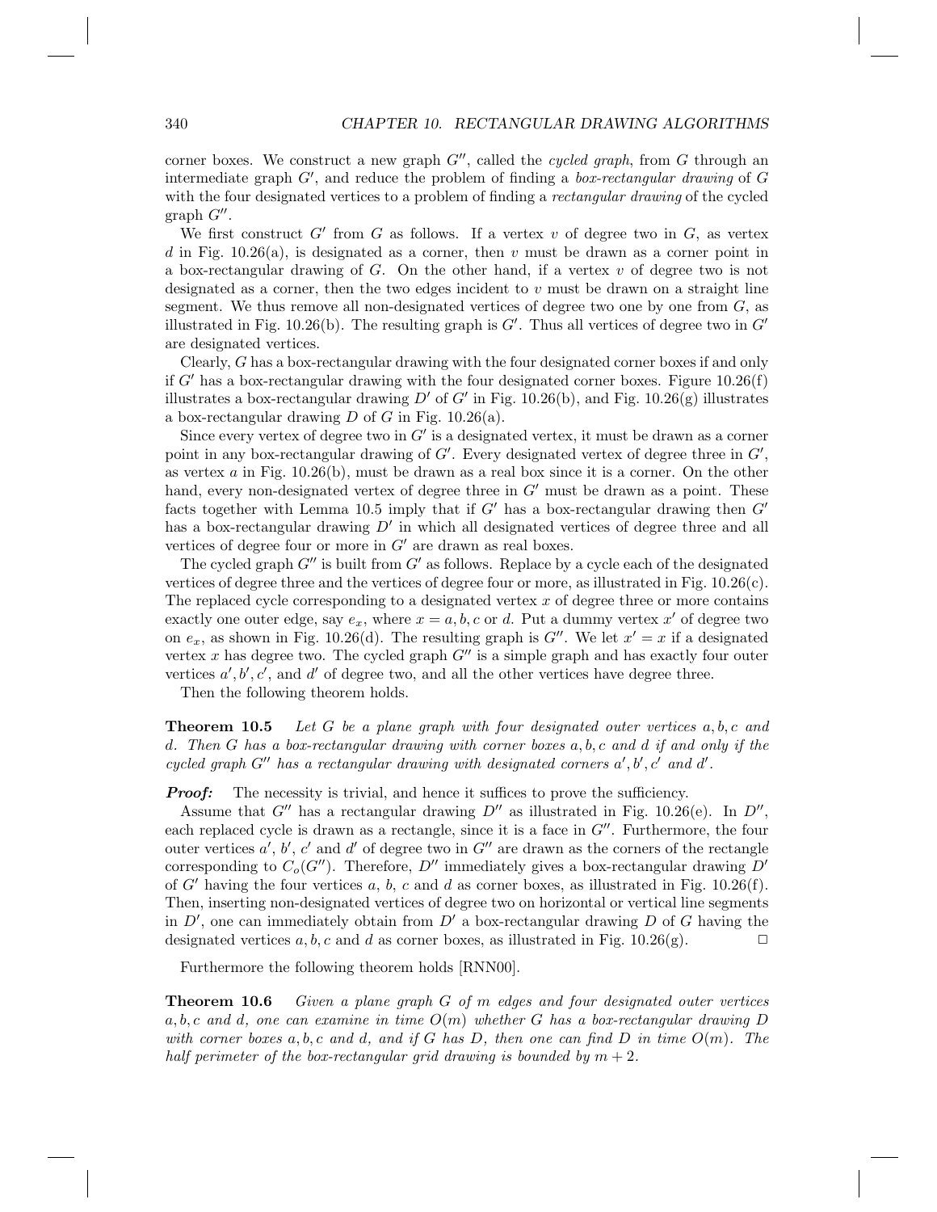corner boxes. We construct a new graph $G''$, called the *cycled graph*, from $G$ through an intermediate graph $G'$, and reduce the problem of finding a *box-rectangular drawing* of $G$ with the four designated vertices to a problem of finding a *rectangular drawing* of the cycled graph $G''$.

We first construct $G'$ from $G$ as follows. If a vertex $v$ of degree two in $G$, as vertex $d$ in Fig. 10.26(a), is designated as a corner, then $v$ must be drawn as a corner point in a box-rectangular drawing of $G$. On the other hand, if a vertex $v$ of degree two is not designated as a corner, then the two edges incident to $v$ must be drawn on a straight line segment. We thus remove all non-designated vertices of degree two one by one from $G$, as illustrated in Fig. 10.26(b). The resulting graph is $G'$. Thus all vertices of degree two in $G'$ are designated vertices.

Clearly, $G$ has a box-rectangular drawing with the four designated corner boxes if and only if $G'$ has a box-rectangular drawing with the four designated corner boxes. Figure 10.26(f) illustrates a box-rectangular drawing $D'$ of $G'$ in Fig. 10.26(b), and Fig. 10.26(g) illustrates a box-rectangular drawing $D$ of $G$ in Fig. 10.26(a).

Since every vertex of degree two in $G'$ is a designated vertex, it must be drawn as a corner point in any box-rectangular drawing of $G'$. Every designated vertex of degree three in $G'$, as vertex $a$ in Fig. 10.26(b), must be drawn as a real box since it is a corner. On the other hand, every non-designated vertex of degree three in $G'$ must be drawn as a point. These facts together with Lemma 10.5 imply that if $G'$ has a box-rectangular drawing then $G'$ has a box-rectangular drawing $D'$ in which all designated vertices of degree three and all vertices of degree four or more in $G'$ are drawn as real boxes.

The cycled graph $G''$ is built from $G'$ as follows. Replace by a cycle each of the designated vertices of degree three and the vertices of degree four or more, as illustrated in Fig. 10.26(c). The replaced cycle corresponding to a designated vertex $x$ of degree three or more contains exactly one outer edge, say $e_x$, where $x = a, b, c$ or $d$. Put a dummy vertex $x'$ of degree two on $e_x$, as shown in Fig. 10.26(d). The resulting graph is $G''$. We let $x' = x$ if a designated vertex $x$ has degree two. The cycled graph $G''$ is a simple graph and has exactly four outer vertices $a', b', c'$, and $d'$ of degree two, and all the other vertices have degree three.

Then the following theorem holds.

**Theorem 10.5** *Let $G$ be a plane graph with four designated outer vertices $a, b, c$ and $d$. Then $G$ has a box-rectangular drawing with corner boxes $a, b, c$ and $d$ if and only if the cycled graph $G''$ has a rectangular drawing with designated corners $a', b', c'$ and $d'$.*

***Proof:*** The necessity is trivial, and hence it suffices to prove the sufficiency.

Assume that $G''$ has a rectangular drawing $D''$ as illustrated in Fig. 10.26(e). In $D''$, each replaced cycle is drawn as a rectangle, since it is a face in $G''$. Furthermore, the four outer vertices $a'$, $b'$, $c'$ and $d'$ of degree two in $G''$ are drawn as the corners of the rectangle corresponding to $C_o(G'')$. Therefore, $D''$ immediately gives a box-rectangular drawing $D'$ of $G'$ having the four vertices $a$, $b$, $c$ and $d$ as corner boxes, as illustrated in Fig. 10.26(f). Then, inserting non-designated vertices of degree two on horizontal or vertical line segments in $D'$, one can immediately obtain from $D'$ a box-rectangular drawing $D$ of $G$ having the designated vertices $a, b, c$ and $d$ as corner boxes, as illustrated in Fig. 10.26(g). □

Furthermore the following theorem holds [RNN00].

**Theorem 10.6** *Given a plane graph $G$ of $m$ edges and four designated outer vertices $a, b, c$ and $d$, one can examine in time $O(m)$ whether $G$ has a box-rectangular drawing $D$ with corner boxes $a, b, c$ and $d$, and if $G$ has $D$, then one can find $D$ in time $O(m)$. The half perimeter of the box-rectangular grid drawing is bounded by $m + 2$.*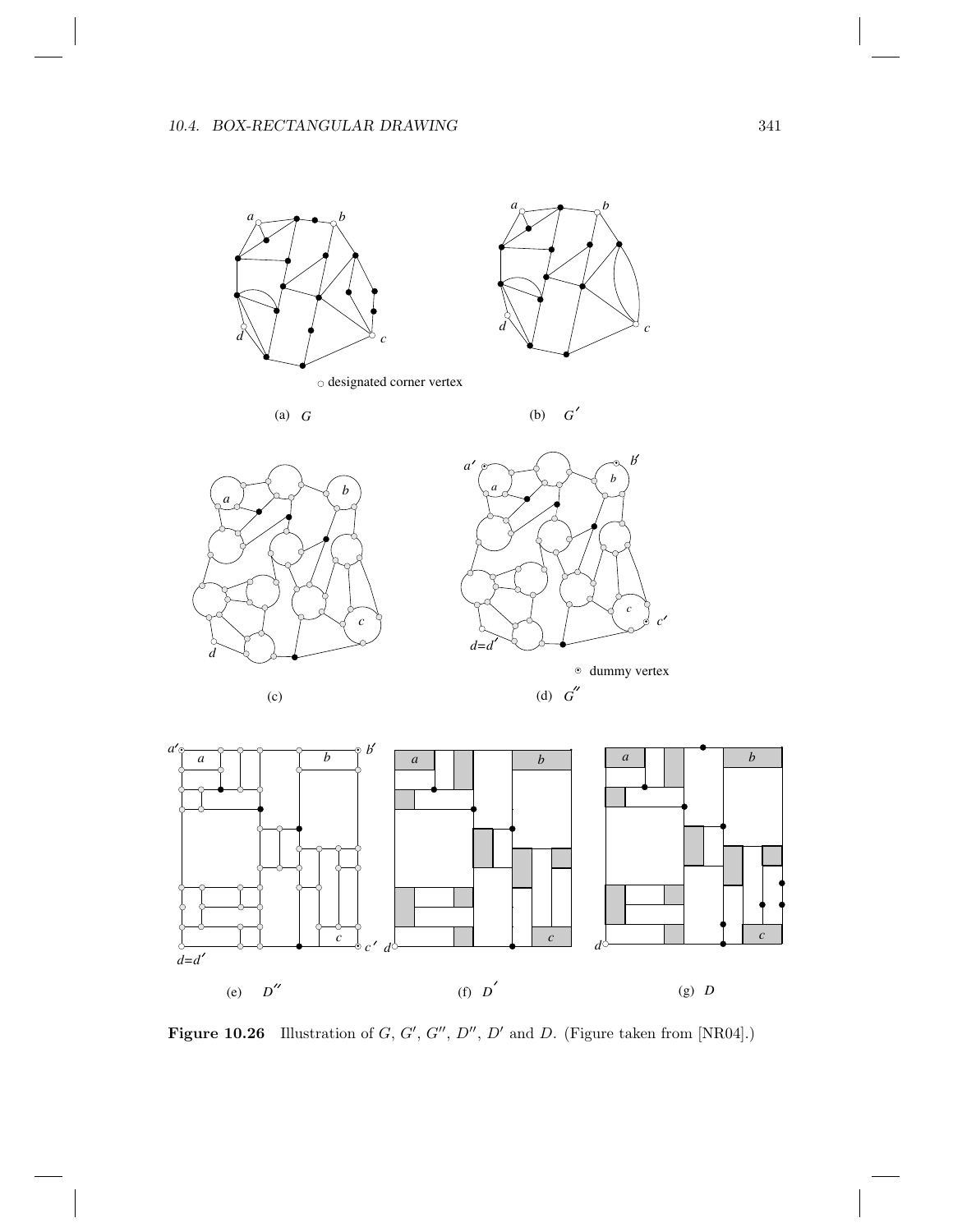**Figure 10.26** Illustration of $G$, $G'$, $G''$, $D''$, $D'$ and $D$. (Figure taken from [NR04].)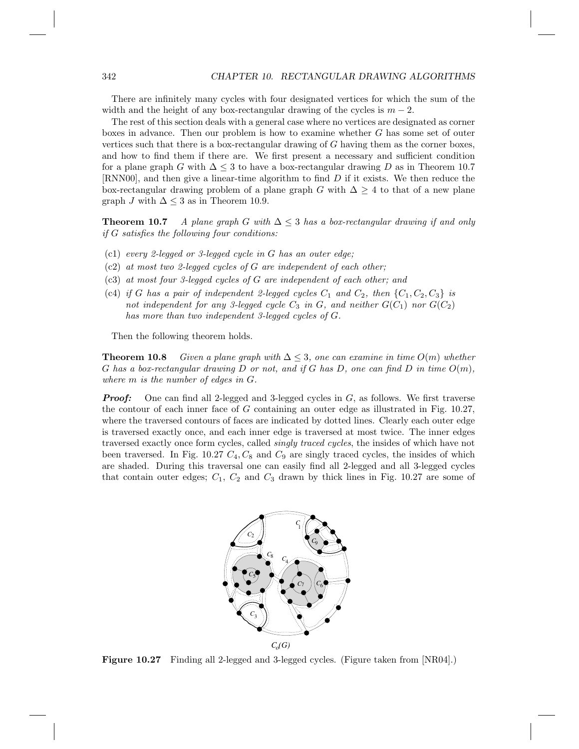There are infinitely many cycles with four designated vertices for which the sum of the width and the height of any box-rectangular drawing of the cycles is $m - 2$.

The rest of this section deals with a general case where no vertices are designated as corner boxes in advance. Then our problem is how to examine whether $G$ has some set of outer vertices such that there is a box-rectangular drawing of $G$ having them as the corner boxes, and how to find them if there are. We first present a necessary and sufficient condition for a plane graph $G$ with $\Delta \leq 3$ to have a box-rectangular drawing $D$ as in Theorem 10.7 [RNN00], and then give a linear-time algorithm to find $D$ if it exists. We then reduce the box-rectangular drawing problem of a plane graph $G$ with $\Delta \geq 4$ to that of a new plane graph $J$ with $\Delta \leq 3$ as in Theorem 10.9.

**Theorem 10.7** *A plane graph $G$ with $\Delta \leq 3$ has a box-rectangular drawing if and only if $G$ satisfies the following four conditions:*

- (c1) *every 2-legged or 3-legged cycle in $G$ has an outer edge;*
- (c2) *at most two 2-legged cycles of $G$ are independent of each other;*
- (c3) *at most four 3-legged cycles of $G$ are independent of each other; and*
- (c4) *if $G$ has a pair of independent 2-legged cycles $C_1$ and $C_2$, then $\{C_1, C_2, C_3\}$ is not independent for any 3-legged cycle $C_3$ in $G$, and neither $G(C_1)$ nor $G(C_2)$ has more than two independent 3-legged cycles of $G$.*

Then the following theorem holds.

**Theorem 10.8** *Given a plane graph with $\Delta \leq 3$, one can examine in time $O(m)$ whether $G$ has a box-rectangular drawing $D$ or not, and if $G$ has $D$, one can find $D$ in time $O(m)$, where $m$ is the number of edges in $G$.*

***Proof:*** One can find all 2-legged and 3-legged cycles in $G$, as follows. We first traverse the contour of each inner face of $G$ containing an outer edge as illustrated in Fig. 10.27, where the traversed contours of faces are indicated by dotted lines. Clearly each outer edge is traversed exactly once, and each inner edge is traversed at most twice. The inner edges traversed exactly once form cycles, called *singly traced cycles*, the insides of which have not been traversed. In Fig. 10.27 $C_4, C_8$ and $C_9$ are singly traced cycles, the insides of which are shaded. During this traversal one can easily find all 2-legged and all 3-legged cycles that contain outer edges; $C_1$, $C_2$ and $C_3$ drawn by thick lines in Fig. 10.27 are some of

**Figure 10.27** Finding all 2-legged and 3-legged cycles. (Figure taken from [NR04].)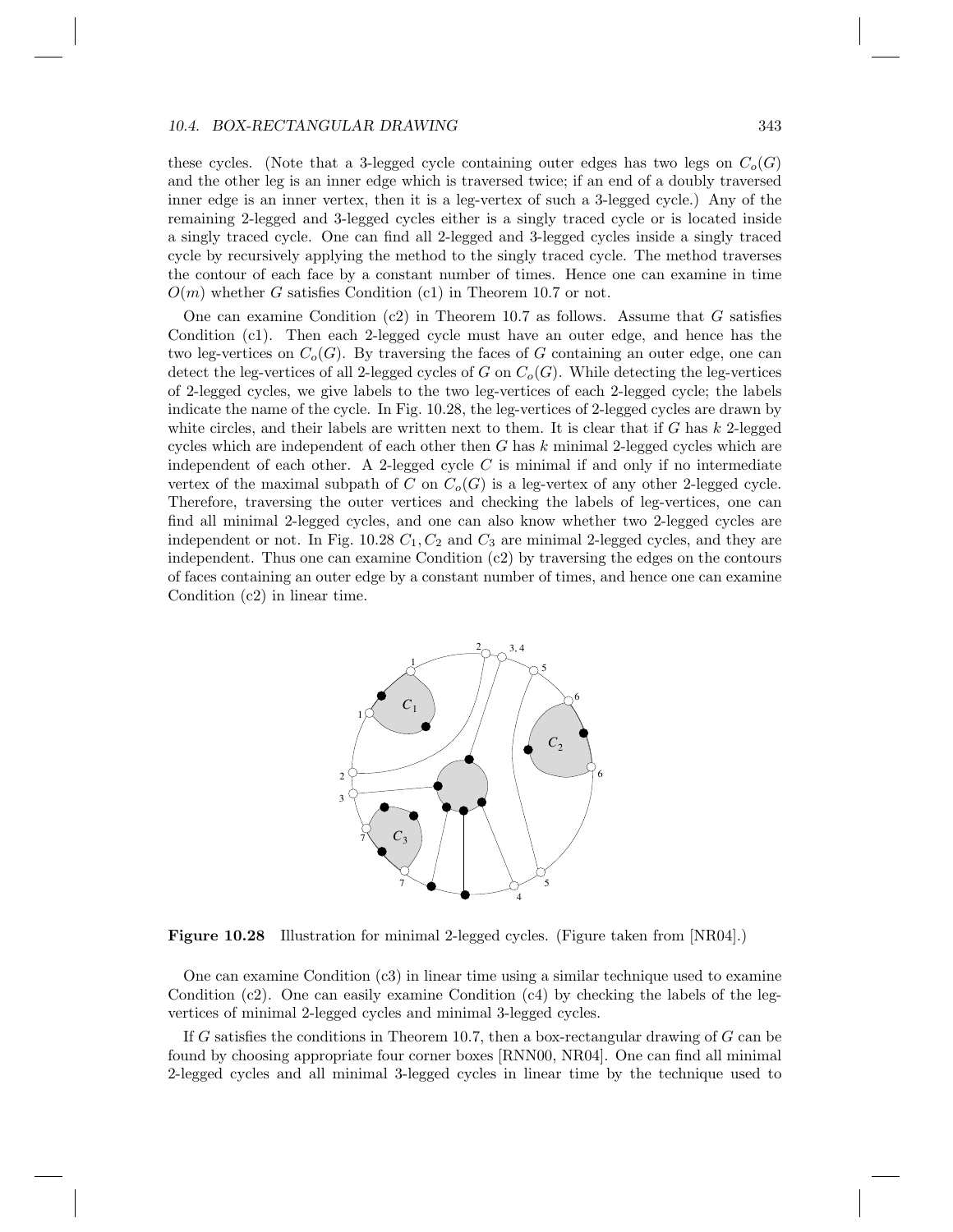these cycles. (Note that a 3-legged cycle containing outer edges has two legs on $C_o(G)$ and the other leg is an inner edge which is traversed twice; if an end of a doubly traversed inner edge is an inner vertex, then it is a leg-vertex of such a 3-legged cycle.) Any of the remaining 2-legged and 3-legged cycles either is a singly traced cycle or is located inside a singly traced cycle. One can find all 2-legged and 3-legged cycles inside a singly traced cycle by recursively applying the method to the singly traced cycle. The method traverses the contour of each face by a constant number of times. Hence one can examine in time $O(m)$ whether $G$ satisfies Condition (c1) in Theorem 10.7 or not.

One can examine Condition (c2) in Theorem 10.7 as follows. Assume that $G$ satisfies Condition (c1). Then each 2-legged cycle must have an outer edge, and hence has the two leg-vertices on $C_o(G)$. By traversing the faces of $G$ containing an outer edge, one can detect the leg-vertices of all 2-legged cycles of $G$ on $C_o(G)$. While detecting the leg-vertices of 2-legged cycles, we give labels to the two leg-vertices of each 2-legged cycle; the labels indicate the name of the cycle. In Fig. 10.28, the leg-vertices of 2-legged cycles are drawn by white circles, and their labels are written next to them. It is clear that if $G$ has $k$ 2-legged cycles which are independent of each other then $G$ has $k$ minimal 2-legged cycles which are independent of each other. A 2-legged cycle $C$ is minimal if and only if no intermediate vertex of the maximal subpath of $C$ on $C_o(G)$ is a leg-vertex of any other 2-legged cycle. Therefore, traversing the outer vertices and checking the labels of leg-vertices, one can find all minimal 2-legged cycles, and one can also know whether two 2-legged cycles are independent or not. In Fig. 10.28 $C_1, C_2$ and $C_3$ are minimal 2-legged cycles, and they are independent. Thus one can examine Condition (c2) by traversing the edges on the contours of faces containing an outer edge by a constant number of times, and hence one can examine Condition (c2) in linear time.

**Figure 10.28** Illustration for minimal 2-legged cycles. (Figure taken from [NR04].)

One can examine Condition (c3) in linear time using a similar technique used to examine Condition (c2). One can easily examine Condition (c4) by checking the labels of the leg-vertices of minimal 2-legged cycles and minimal 3-legged cycles.

If $G$ satisfies the conditions in Theorem 10.7, then a box-rectangular drawing of $G$ can be found by choosing appropriate four corner boxes [RNN00, NR04]. One can find all minimal 2-legged cycles and all minimal 3-legged cycles in linear time by the technique used to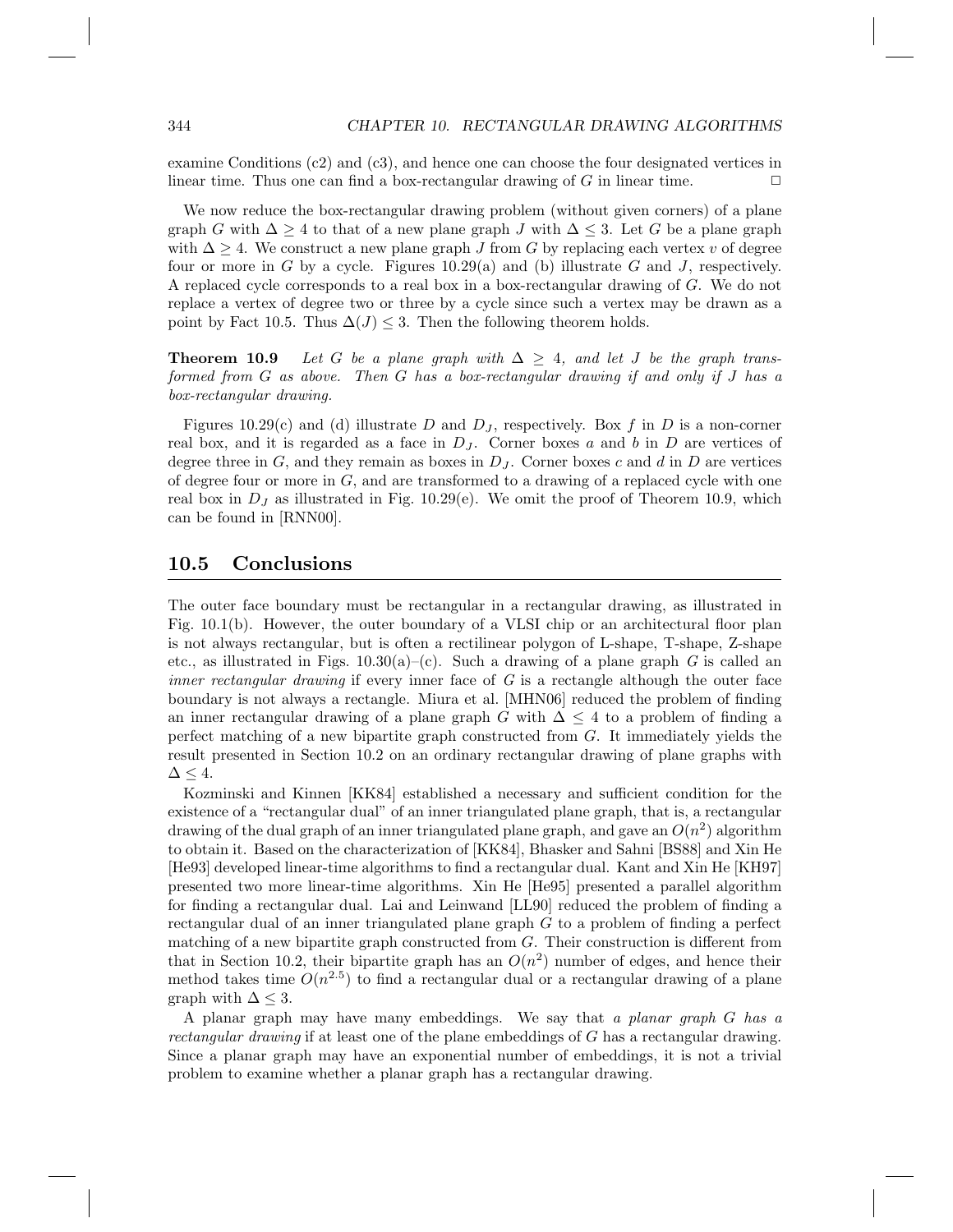examine Conditions (c2) and (c3), and hence one can choose the four designated vertices in linear time. Thus one can find a box-rectangular drawing of $G$ in linear time. □

We now reduce the box-rectangular drawing problem (without given corners) of a plane graph $G$ with $\Delta \geq 4$ to that of a new plane graph $J$ with $\Delta \leq 3$. Let $G$ be a plane graph with $\Delta \geq 4$. We construct a new plane graph $J$ from $G$ by replacing each vertex $v$ of degree four or more in $G$ by a cycle. Figures 10.29(a) and (b) illustrate $G$ and $J$, respectively. A replaced cycle corresponds to a real box in a box-rectangular drawing of $G$. We do not replace a vertex of degree two or three by a cycle since such a vertex may be drawn as a point by Fact 10.5. Thus $\Delta(J) \leq 3$. Then the following theorem holds.

**Theorem 10.9** *Let $G$ be a plane graph with $\Delta \geq 4$, and let $J$ be the graph transformed from $G$ as above. Then $G$ has a box-rectangular drawing if and only if $J$ has a box-rectangular drawing.*

Figures 10.29(c) and (d) illustrate $D$ and $D_J$, respectively. Box $f$ in $D$ is a non-corner real box, and it is regarded as a face in $D_J$. Corner boxes $a$ and $b$ in $D$ are vertices of degree three in $G$, and they remain as boxes in $D_J$. Corner boxes $c$ and $d$ in $D$ are vertices of degree four or more in $G$, and are transformed to a drawing of a replaced cycle with one real box in $D_J$ as illustrated in Fig. 10.29(e). We omit the proof of Theorem 10.9, which can be found in [RNN00].

## 10.5 Conclusions

The outer face boundary must be rectangular in a rectangular drawing, as illustrated in Fig. 10.1(b). However, the outer boundary of a VLSI chip or an architectural floor plan is not always rectangular, but is often a rectilinear polygon of L-shape, T-shape, Z-shape etc., as illustrated in Figs. 10.30(a)–(c). Such a drawing of a plane graph $G$ is called an *inner rectangular drawing* if every inner face of $G$ is a rectangle although the outer face boundary is not always a rectangle. Miura et al. [MHN06] reduced the problem of finding an inner rectangular drawing of a plane graph $G$ with $\Delta \leq 4$ to a problem of finding a perfect matching of a new bipartite graph constructed from $G$. It immediately yields the result presented in Section 10.2 on an ordinary rectangular drawing of plane graphs with $\Delta \leq 4$.

Kozminski and Kinnen [KK84] established a necessary and sufficient condition for the existence of a "rectangular dual" of an inner triangulated plane graph, that is, a rectangular drawing of the dual graph of an inner triangulated plane graph, and gave an $O(n^2)$ algorithm to obtain it. Based on the characterization of [KK84], Bhasker and Sahni [BS88] and Xin He [He93] developed linear-time algorithms to find a rectangular dual. Kant and Xin He [KH97] presented two more linear-time algorithms. Xin He [He95] presented a parallel algorithm for finding a rectangular dual. Lai and Leinwand [LL90] reduced the problem of finding a rectangular dual of an inner triangulated plane graph $G$ to a problem of finding a perfect matching of a new bipartite graph constructed from $G$. Their construction is different from that in Section 10.2, their bipartite graph has an $O(n^2)$ number of edges, and hence their method takes time $O(n^{2.5})$ to find a rectangular dual or a rectangular drawing of a plane graph with $\Delta \leq 3$.

A planar graph may have many embeddings. We say that *a planar graph $G$ has a rectangular drawing* if at least one of the plane embeddings of $G$ has a rectangular drawing. Since a planar graph may have an exponential number of embeddings, it is not a trivial problem to examine whether a planar graph has a rectangular drawing.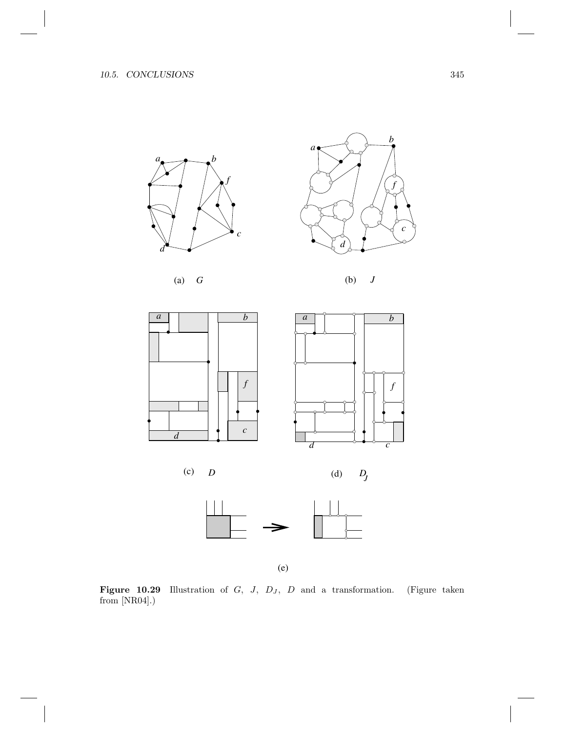(a) $G$

(b) $J$

(c) $D$

(d) $D_J$

(e)

**Figure 10.29** Illustration of $G$, $J$, $D_J$, $D$ and a transformation. (Figure taken from [NR04].)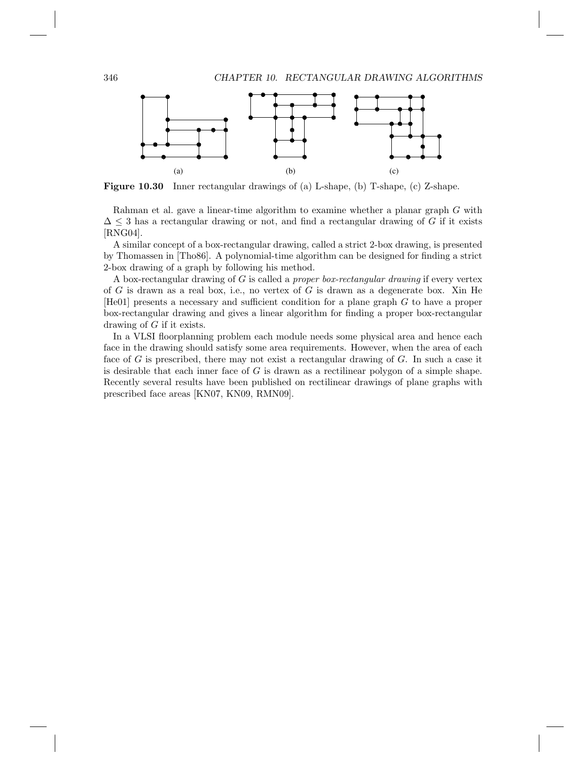(a) (b) (c)

**Figure 10.30** Inner rectangular drawings of (a) L-shape, (b) T-shape, (c) Z-shape.

Rahman et al. gave a linear-time algorithm to examine whether a planar graph $G$ with $\Delta \leq 3$ has a rectangular drawing or not, and find a rectangular drawing of $G$ if it exists [RNG04].

A similar concept of a box-rectangular drawing, called a strict 2-box drawing, is presented by Thomassen in [Tho86]. A polynomial-time algorithm can be designed for finding a strict 2-box drawing of a graph by following his method.

A box-rectangular drawing of $G$ is called a *proper box-rectangular drawing* if every vertex of $G$ is drawn as a real box, i.e., no vertex of $G$ is drawn as a degenerate box. Xin He [He01] presents a necessary and sufficient condition for a plane graph $G$ to have a proper box-rectangular drawing and gives a linear algorithm for finding a proper box-rectangular drawing of $G$ if it exists.

In a VLSI floorplanning problem each module needs some physical area and hence each face in the drawing should satisfy some area requirements. However, when the area of each face of $G$ is prescribed, there may not exist a rectangular drawing of $G$. In such a case it is desirable that each inner face of $G$ is drawn as a rectilinear polygon of a simple shape. Recently several results have been published on rectilinear drawings of plane graphs with prescribed face areas [KN07, KN09, RMN09].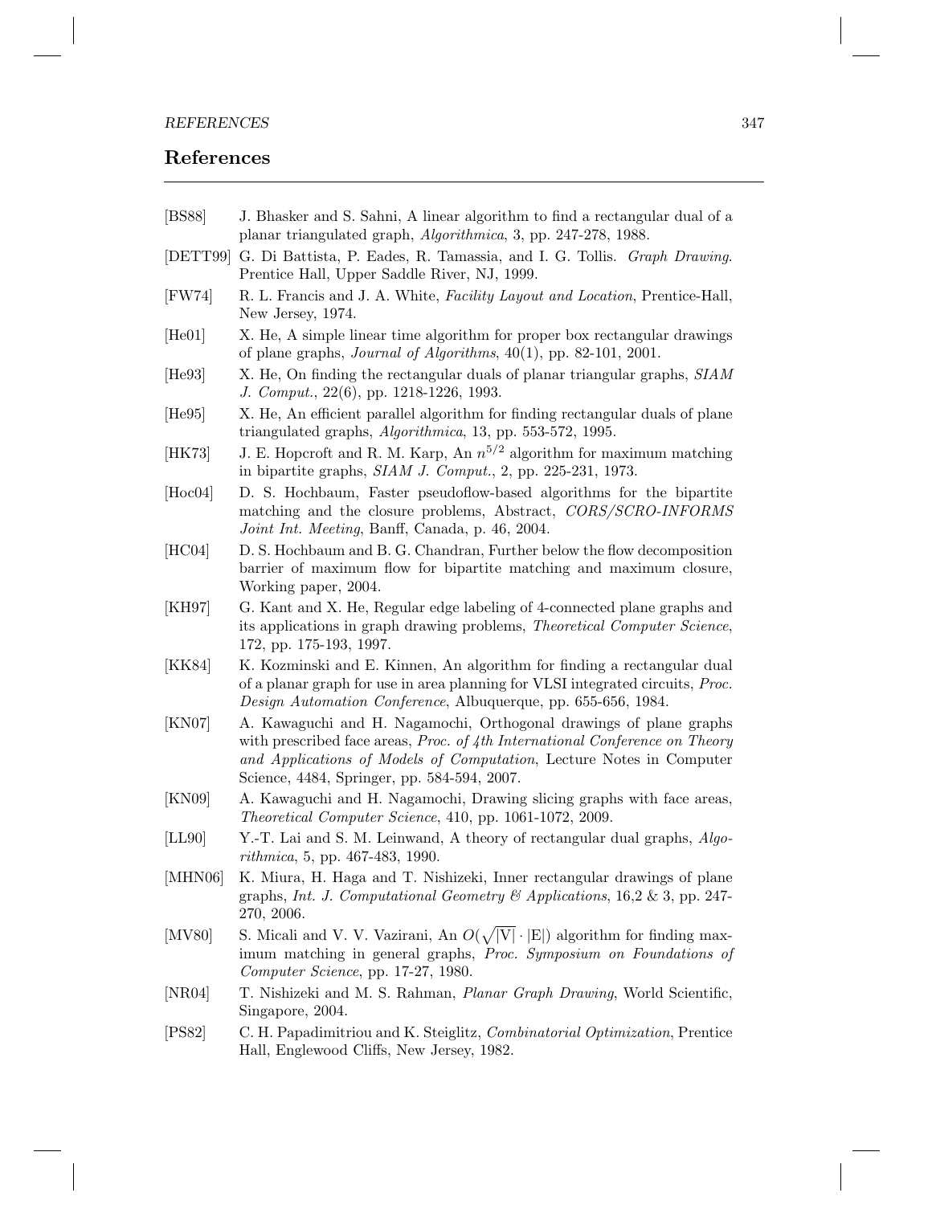## References

[BS88] J. Bhasker and S. Sahni, A linear algorithm to find a rectangular dual of a planar triangulated graph, *Algorithmica*, 3, pp. 247-278, 1988.

[DETT99] G. Di Battista, P. Eades, R. Tamassia, and I. G. Tollis. *Graph Drawing*. Prentice Hall, Upper Saddle River, NJ, 1999.

[FW74] R. L. Francis and J. A. White, *Facility Layout and Location*, Prentice-Hall, New Jersey, 1974.

[He01] X. He, A simple linear time algorithm for proper box rectangular drawings of plane graphs, *Journal of Algorithms*, 40(1), pp. 82-101, 2001.

[He93] X. He, On finding the rectangular duals of planar triangular graphs, *SIAM J. Comput.*, 22(6), pp. 1218-1226, 1993.

[He95] X. He, An efficient parallel algorithm for finding rectangular duals of plane triangulated graphs, *Algorithmica*, 13, pp. 553-572, 1995.

[HK73] J. E. Hopcroft and R. M. Karp, An $n^{5/2}$ algorithm for maximum matching in bipartite graphs, *SIAM J. Comput.*, 2, pp. 225-231, 1973.

[Hoc04] D. S. Hochbaum, Faster pseudoflow-based algorithms for the bipartite matching and the closure problems, Abstract, *CORS/SCRO-INFORMS Joint Int. Meeting*, Banff, Canada, p. 46, 2004.

[HC04] D. S. Hochbaum and B. G. Chandran, Further below the flow decomposition barrier of maximum flow for bipartite matching and maximum closure, Working paper, 2004.

[KH97] G. Kant and X. He, Regular edge labeling of 4-connected plane graphs and its applications in graph drawing problems, *Theoretical Computer Science*, 172, pp. 175-193, 1997.

[KK84] K. Kozminski and E. Kinnen, An algorithm for finding a rectangular dual of a planar graph for use in area planning for VLSI integrated circuits, *Proc. Design Automation Conference*, Albuquerque, pp. 655-656, 1984.

[KN07] A. Kawaguchi and H. Nagamochi, Orthogonal drawings of plane graphs with prescribed face areas, *Proc. of 4th International Conference on Theory and Applications of Models of Computation*, Lecture Notes in Computer Science, 4484, Springer, pp. 584-594, 2007.

[KN09] A. Kawaguchi and H. Nagamochi, Drawing slicing graphs with face areas, *Theoretical Computer Science*, 410, pp. 1061-1072, 2009.

[LL90] Y.-T. Lai and S. M. Leinwand, A theory of rectangular dual graphs, *Algorithmica*, 5, pp. 467-483, 1990.

[MHN06] K. Miura, H. Haga and T. Nishizeki, Inner rectangular drawings of plane graphs, *Int. J. Computational Geometry & Applications*, 16,2 & 3, pp. 247-270, 2006.

[MV80] S. Micali and V. V. Vazirani, An $O(\sqrt{|V|} \cdot |E|)$ algorithm for finding maximum matching in general graphs, *Proc. Symposium on Foundations of Computer Science*, pp. 17-27, 1980.

[NR04] T. Nishizeki and M. S. Rahman, *Planar Graph Drawing*, World Scientific, Singapore, 2004.

[PS82] C. H. Papadimitriou and K. Steiglitz, *Combinatorial Optimization*, Prentice Hall, Englewood Cliffs, New Jersey, 1982.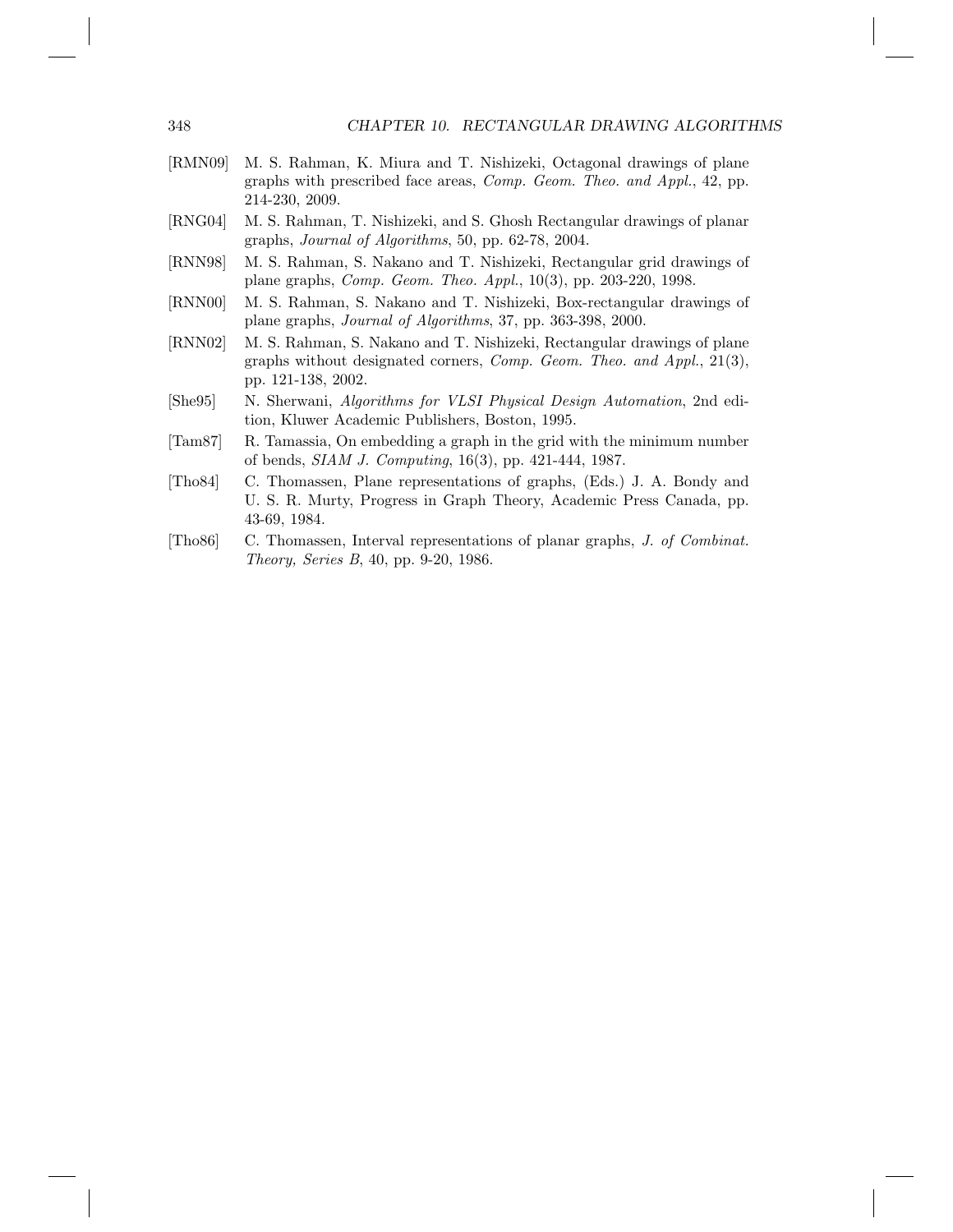[RMN09] M. S. Rahman, K. Miura and T. Nishizeki, Octagonal drawings of plane graphs with prescribed face areas, *Comp. Geom. Theo. and Appl.*, 42, pp. 214-230, 2009.

[RNG04] M. S. Rahman, T. Nishizeki, and S. Ghosh Rectangular drawings of planar graphs, *Journal of Algorithms*, 50, pp. 62-78, 2004.

[RNN98] M. S. Rahman, S. Nakano and T. Nishizeki, Rectangular grid drawings of plane graphs, *Comp. Geom. Theo. Appl.*, 10(3), pp. 203-220, 1998.

[RNN00] M. S. Rahman, S. Nakano and T. Nishizeki, Box-rectangular drawings of plane graphs, *Journal of Algorithms*, 37, pp. 363-398, 2000.

[RNN02] M. S. Rahman, S. Nakano and T. Nishizeki, Rectangular drawings of plane graphs without designated corners, *Comp. Geom. Theo. and Appl.*, 21(3), pp. 121-138, 2002.

[She95] N. Sherwani, *Algorithms for VLSI Physical Design Automation*, 2nd edition, Kluwer Academic Publishers, Boston, 1995.

[Tam87] R. Tamassia, On embedding a graph in the grid with the minimum number of bends, *SIAM J. Computing*, 16(3), pp. 421-444, 1987.

[Tho84] C. Thomassen, Plane representations of graphs, (Eds.) J. A. Bondy and U. S. R. Murty, Progress in Graph Theory, Academic Press Canada, pp. 43-69, 1984.

[Tho86] C. Thomassen, Interval representations of planar graphs, *J. of Combinat. Theory, Series B*, 40, pp. 9-20, 1986.